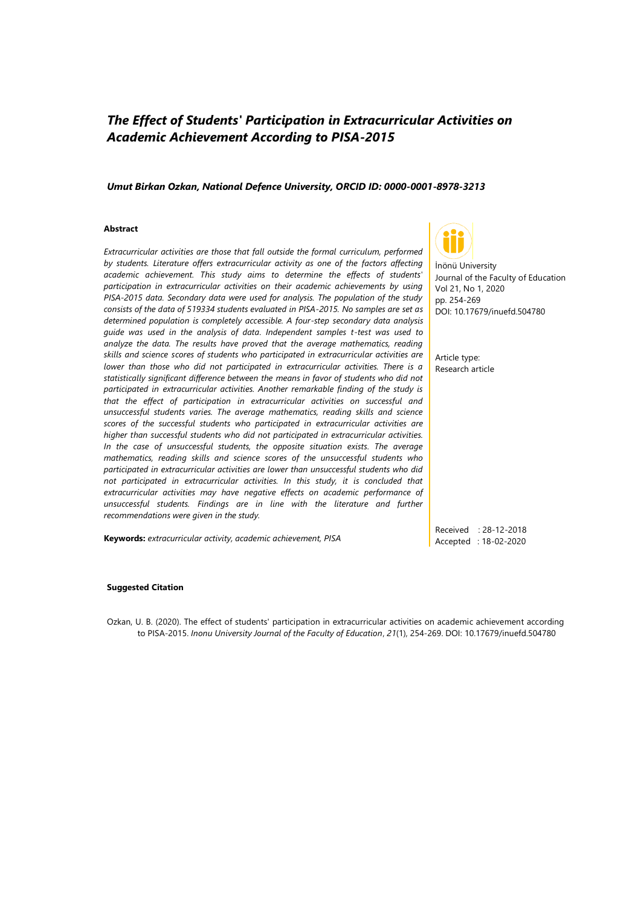# *The Effect of Students' Participation in Extracurricular Activities on Academic Achievement According to PISA-2015*

***Umut Birkan Ozkan, National Defence University, ORCID ID: 0000-0001-8978-3213***

İnönü University
Journal of the Faculty of Education
Vol 21, No 1, 2020
pp. 254-269
DOI: 10.17679/inuefd.504780

Article type:
Research article

Received : 28-12-2018
Accepted : 18-02-2020

#### Abstract

*Extracurricular activities are those that fall outside the formal curriculum, performed by students. Literature offers extracurricular activity as one of the factors affecting academic achievement. This study aims to determine the effects of students' participation in extracurricular activities on their academic achievements by using PISA-2015 data. Secondary data were used for analysis. The population of the study consists of the data of 519334 students evaluated in PISA-2015. No samples are set as determined population is completely accessible. A four-step secondary data analysis guide was used in the analysis of data. Independent samples t-test was used to analyze the data. The results have proved that the average mathematics, reading skills and science scores of students who participated in extracurricular activities are lower than those who did not participated in extracurricular activities. There is a statistically significant difference between the means in favor of students who did not participated in extracurricular activities. Another remarkable finding of the study is that the effect of participation in extracurricular activities on successful and unsuccessful students varies. The average mathematics, reading skills and science scores of the successful students who participated in extracurricular activities are higher than successful students who did not participated in extracurricular activities. In the case of unsuccessful students, the opposite situation exists. The average mathematics, reading skills and science scores of the unsuccessful students who participated in extracurricular activities are lower than unsuccessful students who did not participated in extracurricular activities. In this study, it is concluded that extracurricular activities may have negative effects on academic performance of unsuccessful students. Findings are in line with the literature and further recommendations were given in the study.*

**Keywords:** *extracurricular activity, academic achievement, PISA*

#### Suggested Citation

Ozkan, U. B. (2020). The effect of students' participation in extracurricular activities on academic achievement according to PISA-2015. *Inonu University Journal of the Faculty of Education*, *21*(1), 254-269. DOI: 10.17679/inuefd.504780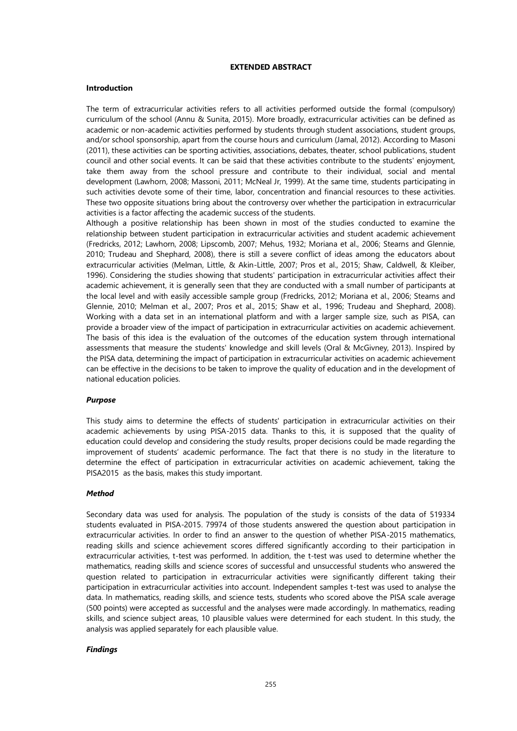## EXTENDED ABSTRACT

### Introduction

The term of extracurricular activities refers to all activities performed outside the formal (compulsory) curriculum of the school (Annu & Sunita, 2015). More broadly, extracurricular activities can be defined as academic or non-academic activities performed by students through student associations, student groups, and/or school sponsorship, apart from the course hours and curriculum (Jamal, 2012). According to Masoni (2011), these activities can be sporting activities, associations, debates, theater, school publications, student council and other social events. It can be said that these activities contribute to the students' enjoyment, take them away from the school pressure and contribute to their individual, social and mental development (Lawhorn, 2008; Massoni, 2011; McNeal Jr, 1999). At the same time, students participating in such activities devote some of their time, labor, concentration and financial resources to these activities. These two opposite situations bring about the controversy over whether the participation in extracurricular activities is a factor affecting the academic success of the students.

Although a positive relationship has been shown in most of the studies conducted to examine the relationship between student participation in extracurricular activities and student academic achievement (Fredricks, 2012; Lawhorn, 2008; Lipscomb, 2007; Mehus, 1932; Moriana et al., 2006; Stearns and Glennie, 2010; Trudeau and Shephard, 2008), there is still a severe conflict of ideas among the educators about extracurricular activities (Melman, Little, & Akin-Little, 2007; Pros et al., 2015; Shaw, Caldwell, & Kleiber, 1996). Considering the studies showing that students' participation in extracurricular activities affect their academic achievement, it is generally seen that they are conducted with a small number of participants at the local level and with easily accessible sample group (Fredricks, 2012; Moriana et al., 2006; Stearns and Glennie, 2010; Melman et al., 2007; Pros et al., 2015; Shaw et al., 1996; Trudeau and Shephard, 2008). Working with a data set in an international platform and with a larger sample size, such as PISA, can provide a broader view of the impact of participation in extracurricular activities on academic achievement. The basis of this idea is the evaluation of the outcomes of the education system through international assessments that measure the students' knowledge and skill levels (Oral & McGivney, 2013). Inspired by the PISA data, determining the impact of participation in extracurricular activities on academic achievement can be effective in the decisions to be taken to improve the quality of education and in the development of national education policies.

### *Purpose*

This study aims to determine the effects of students' participation in extracurricular activities on their academic achievements by using PISA-2015 data. Thanks to this, it is supposed that the quality of education could develop and considering the study results, proper decisions could be made regarding the improvement of students' academic performance. The fact that there is no study in the literature to determine the effect of participation in extracurricular activities on academic achievement, taking the PISA2015 as the basis, makes this study important.

### *Method*

Secondary data was used for analysis. The population of the study is consists of the data of 519334 students evaluated in PISA-2015. 79974 of those students answered the question about participation in extracurricular activities. In order to find an answer to the question of whether PISA-2015 mathematics, reading skills and science achievement scores differed significantly according to their participation in extracurricular activities, t-test was performed. In addition, the t-test was used to determine whether the mathematics, reading skills and science scores of successful and unsuccessful students who answered the question related to participation in extracurricular activities were significantly different taking their participation in extracurricular activities into account. Independent samples t-test was used to analyse the data. In mathematics, reading skills, and science tests, students who scored above the PISA scale average (500 points) were accepted as successful and the analyses were made accordingly. In mathematics, reading skills, and science subject areas, 10 plausible values were determined for each student. In this study, the analysis was applied separately for each plausible value.

### *Findings*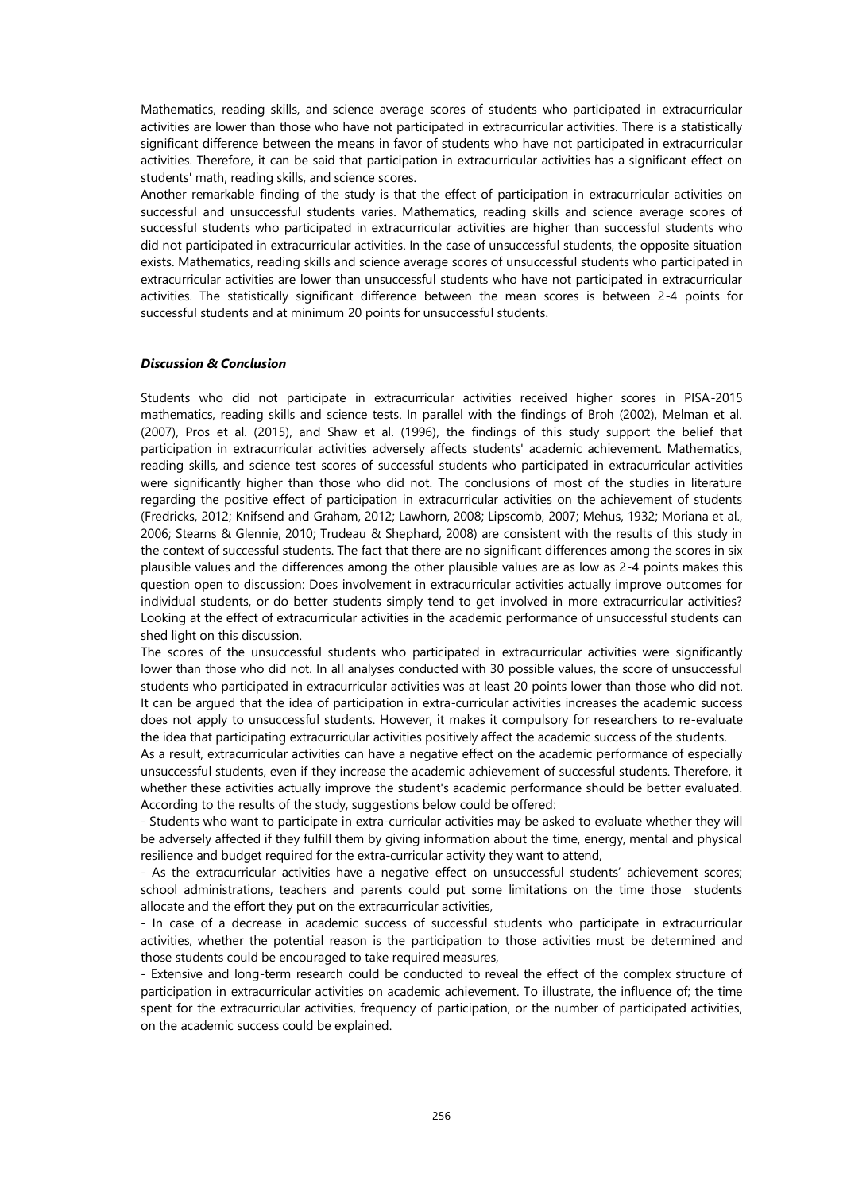Mathematics, reading skills, and science average scores of students who participated in extracurricular activities are lower than those who have not participated in extracurricular activities. There is a statistically significant difference between the means in favor of students who have not participated in extracurricular activities. Therefore, it can be said that participation in extracurricular activities has a significant effect on students' math, reading skills, and science scores.

Another remarkable finding of the study is that the effect of participation in extracurricular activities on successful and unsuccessful students varies. Mathematics, reading skills and science average scores of successful students who participated in extracurricular activities are higher than successful students who did not participated in extracurricular activities. In the case of unsuccessful students, the opposite situation exists. Mathematics, reading skills and science average scores of unsuccessful students who participated in extracurricular activities are lower than unsuccessful students who have not participated in extracurricular activities. The statistically significant difference between the mean scores is between 2-4 points for successful students and at minimum 20 points for unsuccessful students.

### *Discussion & Conclusion*

Students who did not participate in extracurricular activities received higher scores in PISA-2015 mathematics, reading skills and science tests. In parallel with the findings of Broh (2002), Melman et al. (2007), Pros et al. (2015), and Shaw et al. (1996), the findings of this study support the belief that participation in extracurricular activities adversely affects students' academic achievement. Mathematics, reading skills, and science test scores of successful students who participated in extracurricular activities were significantly higher than those who did not. The conclusions of most of the studies in literature regarding the positive effect of participation in extracurricular activities on the achievement of students (Fredricks, 2012; Knifsend and Graham, 2012; Lawhorn, 2008; Lipscomb, 2007; Mehus, 1932; Moriana et al., 2006; Stearns & Glennie, 2010; Trudeau & Shephard, 2008) are consistent with the results of this study in the context of successful students. The fact that there are no significant differences among the scores in six plausible values and the differences among the other plausible values are as low as 2-4 points makes this question open to discussion: Does involvement in extracurricular activities actually improve outcomes for individual students, or do better students simply tend to get involved in more extracurricular activities? Looking at the effect of extracurricular activities in the academic performance of unsuccessful students can shed light on this discussion.

The scores of the unsuccessful students who participated in extracurricular activities were significantly lower than those who did not. In all analyses conducted with 30 possible values, the score of unsuccessful students who participated in extracurricular activities was at least 20 points lower than those who did not. It can be argued that the idea of participation in extra-curricular activities increases the academic success does not apply to unsuccessful students. However, it makes it compulsory for researchers to re-evaluate the idea that participating extracurricular activities positively affect the academic success of the students.

As a result, extracurricular activities can have a negative effect on the academic performance of especially unsuccessful students, even if they increase the academic achievement of successful students. Therefore, it whether these activities actually improve the student's academic performance should be better evaluated. According to the results of the study, suggestions below could be offered:

- Students who want to participate in extra-curricular activities may be asked to evaluate whether they will be adversely affected if they fulfill them by giving information about the time, energy, mental and physical resilience and budget required for the extra-curricular activity they want to attend,
- As the extracurricular activities have a negative effect on unsuccessful students' achievement scores; school administrations, teachers and parents could put some limitations on the time those students allocate and the effort they put on the extracurricular activities,
- In case of a decrease in academic success of successful students who participate in extracurricular activities, whether the potential reason is the participation to those activities must be determined and those students could be encouraged to take required measures,
- Extensive and long-term research could be conducted to reveal the effect of the complex structure of participation in extracurricular activities on academic achievement. To illustrate, the influence of; the time spent for the extracurricular activities, frequency of participation, or the number of participated activities, on the academic success could be explained.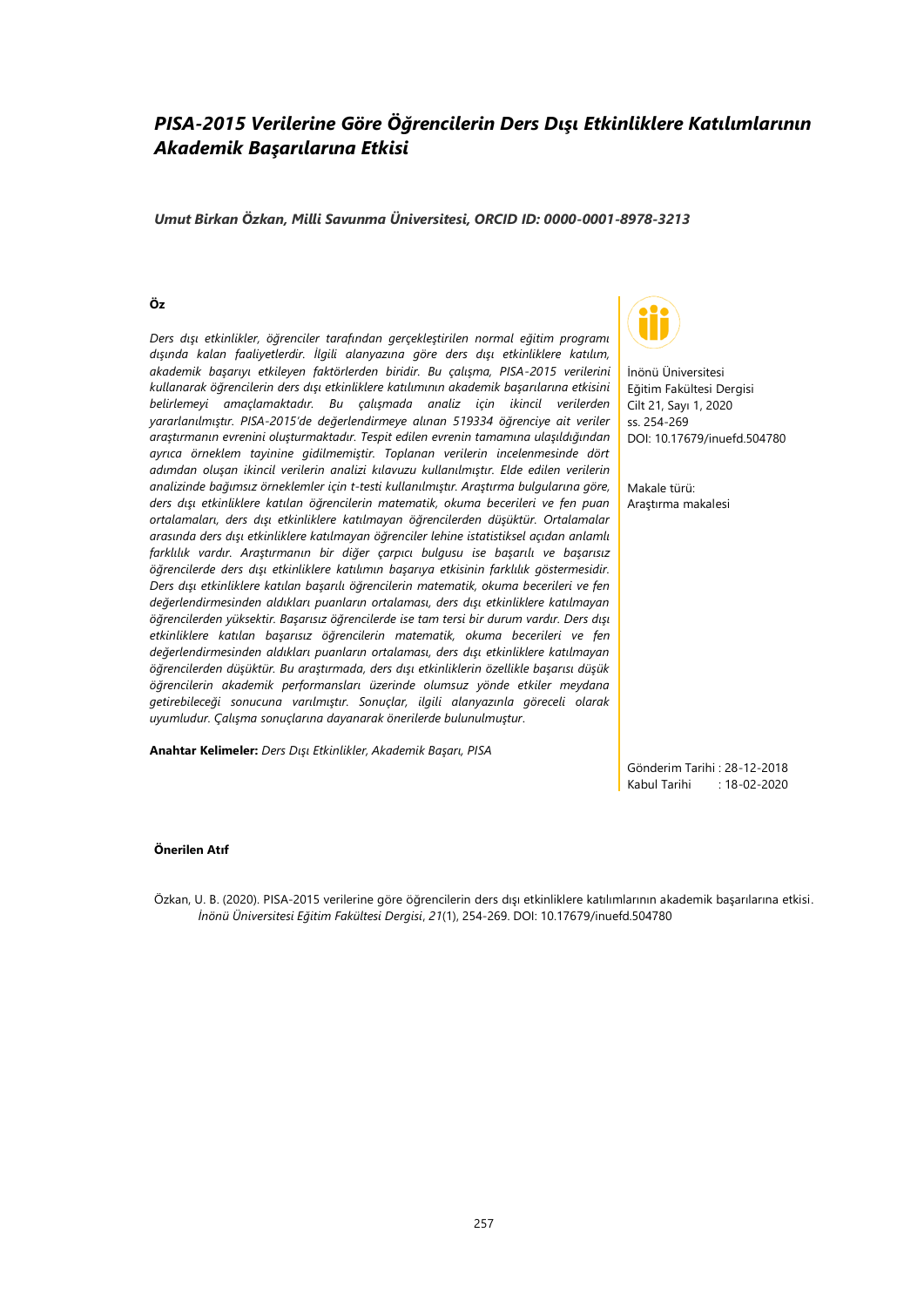# *PISA-2015 Verilerine Göre Öğrencilerin Ders Dışı Etkinliklere Katılımlarının Akademik Başarılarına Etkisi*

***Umut Birkan Özkan, Milli Savunma Üniversitesi, ORCID ID: 0000-0001-8978-3213***

İnönü Üniversitesi
Eğitim Fakültesi Dergisi
Cilt 21, Sayı 1, 2020
ss. 254-269
DOI: 10.17679/inuefd.504780

Makale türü:
Araştırma makalesi

**Öz**

*Ders dışı etkinlikler, öğrenciler tarafından gerçekleştirilen normal eğitim programı dışında kalan faaliyetlerdir. İlgili alanyazına göre ders dışı etkinliklere katılım, akademik başarıyı etkileyen faktörlerden biridir. Bu çalışma, PISA-2015 verilerini kullanarak öğrencilerin ders dışı etkinliklere katılımının akademik başarılarına etkisini belirlemeyi amaçlamaktadır. Bu çalışmada analiz için ikincil verilerden yararlanılmıştır. PISA-2015'de değerlendirmeye alınan 519334 öğrenciye ait veriler araştırmanın evrenini oluşturmaktadır. Tespit edilen evrenin tamamına ulaşıldığından ayrıca örneklem tayinine gidilmemiştir. Toplanan verilerin incelenmesinde dört adımdan oluşan ikincil verilerin analizi kılavuzu kullanılmıştır. Elde edilen verilerin analizinde bağımsız örneklemler için t-testi kullanılmıştır. Araştırma bulgularına göre, ders dışı etkinliklere katılan öğrencilerin matematik, okuma becerileri ve fen puan ortalamaları, ders dışı etkinliklere katılmayan öğrencilerden düşüktür. Ortalamalar arasında ders dışı etkinliklere katılmayan öğrenciler lehine istatistiksel açıdan anlamlı farklılık vardır. Araştırmanın bir diğer çarpıcı bulgusu ise başarılı ve başarısız öğrencilerde ders dışı etkinliklere katılımın başarıya etkisinin farklılık göstermesidir. Ders dışı etkinliklere katılan başarılı öğrencilerin matematik, okuma becerileri ve fen değerlendirmesinden aldıkları puanların ortalaması, ders dışı etkinliklere katılmayan öğrencilerden yüksektir. Başarısız öğrencilerde ise tam tersi bir durum vardır. Ders dışı etkinliklere katılan başarısız öğrencilerin matematik, okuma becerileri ve fen değerlendirmesinden aldıkları puanların ortalaması, ders dışı etkinliklere katılmayan öğrencilerden düşüktür. Bu araştırmada, ders dışı etkinliklerin özellikle başarısı düşük öğrencilerin akademik performansları üzerinde olumsuz yönde etkiler meydana getirebileceği sonucuna varılmıştır. Sonuçlar, ilgili alanyazınla göreceli olarak uyumludur. Çalışma sonuçlarına dayanarak önerilerde bulunulmuştur.*

**Anahtar Kelimeler:** *Ders Dışı Etkinlikler, Akademik Başarı, PISA*

Gönderim Tarihi : 28-12-2018
Kabul Tarihi : 18-02-2020

**Önerilen Atıf**

Özkan, U. B. (2020). PISA-2015 verilerine göre öğrencilerin ders dışı etkinliklere katılımlarının akademik başarılarına etkisi. *İnönü Üniversitesi Eğitim Fakültesi Dergisi*, *21*(1), 254-269. DOI: 10.17679/inuefd.504780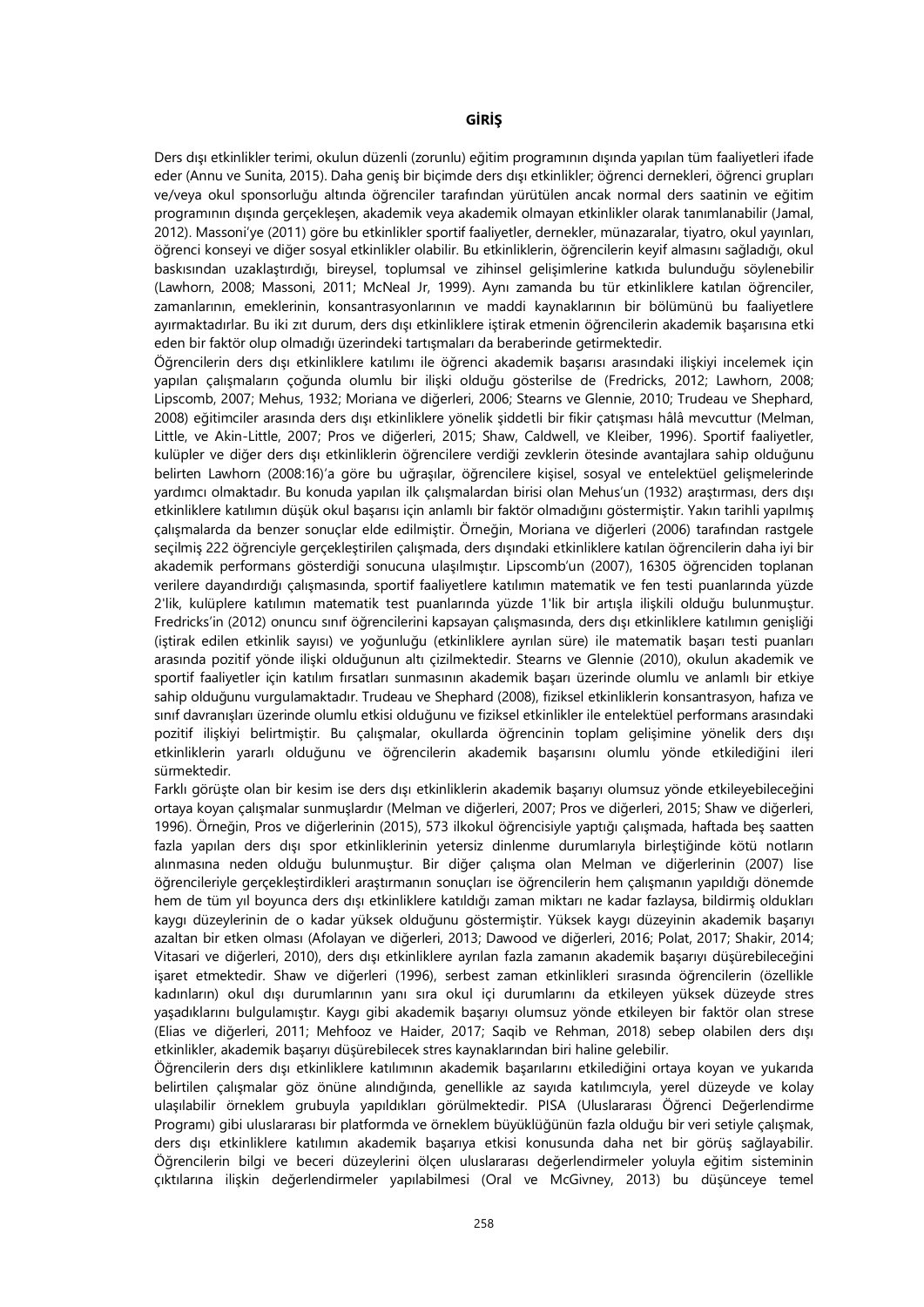## GİRİŞ

Ders dışı etkinlikler terimi, okulun düzenli (zorunlu) eğitim programının dışında yapılan tüm faaliyetleri ifade eder (Annu ve Sunita, 2015). Daha geniş bir biçimde ders dışı etkinlikler; öğrenci dernekleri, öğrenci grupları ve/veya okul sponsorluğu altında öğrenciler tarafından yürütülen ancak normal ders saatinin ve eğitim programının dışında gerçekleşen, akademik veya akademik olmayan etkinlikler olarak tanımlanabilir (Jamal, 2012). Massoni'ye (2011) göre bu etkinlikler sportif faaliyetler, dernekler, münazaralar, tiyatro, okul yayınları, öğrenci konseyi ve diğer sosyal etkinlikler olabilir. Bu etkinliklerin, öğrencilerin keyif almasını sağladığı, okul baskısından uzaklaştırdığı, bireysel, toplumsal ve zihinsel gelişimlerine katkıda bulunduğu söylenebilir (Lawhorn, 2008; Massoni, 2011; McNeal Jr, 1999). Aynı zamanda bu tür etkinliklere katılan öğrenciler, zamanlarının, emeklerinin, konsantrasyonlarının ve maddi kaynaklarının bir bölümünü bu faaliyetlere ayırmaktadırlar. Bu iki zıt durum, ders dışı etkinliklere iştirak etmenin öğrencilerin akademik başarısına etki eden bir faktör olup olmadığı üzerindeki tartışmaları da beraberinde getirmektedir.

Öğrencilerin ders dışı etkinliklere katılımı ile öğrenci akademik başarısı arasındaki ilişkiyi incelemek için yapılan çalışmaların çoğunda olumlu bir ilişki olduğu gösterilse de (Fredricks, 2012; Lawhorn, 2008; Lipscomb, 2007; Mehus, 1932; Moriana ve diğerleri, 2006; Stearns ve Glennie, 2010; Trudeau ve Shephard, 2008) eğitimciler arasında ders dışı etkinliklere yönelik şiddetli bir fikir çatışması hâlâ mevcuttur (Melman, Little, ve Akin-Little, 2007; Pros ve diğerleri, 2015; Shaw, Caldwell, ve Kleiber, 1996). Sportif faaliyetler, kulüpler ve diğer ders dışı etkinliklerin öğrencilere verdiği zevklerin ötesinde avantajlara sahip olduğunu belirten Lawhorn (2008:16)'a göre bu uğraşılar, öğrencilere kişisel, sosyal ve entelektüel gelişmelerinde yardımcı olmaktadır. Bu konuda yapılan ilk çalışmalardan birisi olan Mehus'un (1932) araştırması, ders dışı etkinliklere katılımın düşük okul başarısı için anlamlı bir faktör olmadığını göstermiştir. Yakın tarihli yapılmış çalışmalarda da benzer sonuçlar elde edilmiştir. Örneğin, Moriana ve diğerleri (2006) tarafından rastgele seçilmiş 222 öğrenciyle gerçekleştirilen çalışmada, ders dışındaki etkinliklere katılan öğrencilerin daha iyi bir akademik performans gösterdiği sonucuna ulaşılmıştır. Lipscomb'un (2007), 16305 öğrenciden toplanan verilere dayandırdığı çalışmasında, sportif faaliyetlere katılımın matematik ve fen testi puanlarında yüzde 2'lik, kulüplere katılımın matematik test puanlarında yüzde 1'lik bir artışla ilişkili olduğu bulunmuştur. Fredricks'in (2012) onuncu sınıf öğrencilerini kapsayan çalışmasında, ders dışı etkinliklere katılımın genişliği (iştirak edilen etkinlik sayısı) ve yoğunluğu (etkinliklere ayrılan süre) ile matematik başarı testi puanları arasında pozitif yönde ilişki olduğunun altı çizilmektedir. Stearns ve Glennie (2010), okulun akademik ve sportif faaliyetler için katılım fırsatları sunmasının akademik başarı üzerinde olumlu ve anlamlı bir etkiye sahip olduğunu vurgulamaktadır. Trudeau ve Shephard (2008), fiziksel etkinliklerin konsantrasyon, hafıza ve sınıf davranışları üzerinde olumlu etkisi olduğunu ve fiziksel etkinlikler ile entelektüel performans arasındaki pozitif ilişkiyi belirtmiştir. Bu çalışmalar, okullarda öğrencinin toplam gelişimine yönelik ders dışı etkinliklerin yararlı olduğunu ve öğrencilerin akademik başarısını olumlu yönde etkilediğini ileri sürmektedir.

Farklı görüşte olan bir kesim ise ders dışı etkinliklerin akademik başarıyı olumsuz yönde etkileyebileceğini ortaya koyan çalışmalar sunmuşlardır (Melman ve diğerleri, 2007; Pros ve diğerleri, 2015; Shaw ve diğerleri, 1996). Örneğin, Pros ve diğerlerinin (2015), 573 ilkokul öğrencisiyle yaptığı çalışmada, haftada beş saatten fazla yapılan ders dışı spor etkinliklerinin yetersiz dinlenme durumlarıyla birleştiğinde kötü notların alınmasına neden olduğu bulunmuştur. Bir diğer çalışma olan Melman ve diğerlerinin (2007) lise öğrencileriyle gerçekleştirdikleri araştırmanın sonuçları ise öğrencilerin hem çalışmanın yapıldığı dönemde hem de tüm yıl boyunca ders dışı etkinliklere katıldığı zaman miktarı ne kadar fazlaysa, bildirmiş oldukları kaygı düzeylerinin de o kadar yüksek olduğunu göstermiştir. Yüksek kaygı düzeyinin akademik başarıyı azaltan bir etken olması (Afolayan ve diğerleri, 2013; Dawood ve diğerleri, 2016; Polat, 2017; Shakir, 2014; Vitasari ve diğerleri, 2010), ders dışı etkinliklere ayrılan fazla zamanın akademik başarıyı düşürebileceğini işaret etmektedir. Shaw ve diğerleri (1996), serbest zaman etkinlikleri sırasında öğrencilerin (özellikle kadınların) okul dışı durumlarının yanı sıra okul içi durumlarını da etkileyen yüksek düzeyde stres yaşadıklarını bulgulamıştır. Kaygı gibi akademik başarıyı olumsuz yönde etkileyen bir faktör olan strese (Elias ve diğerleri, 2011; Mehfooz ve Haider, 2017; Saqib ve Rehman, 2018) sebep olabilen ders dışı etkinlikler, akademik başarıyı düşürebilecek stres kaynaklarından biri haline gelebilir.

Öğrencilerin ders dışı etkinliklere katılımının akademik başarılarını etkilediğini ortaya koyan ve yukarıda belirtilen çalışmalar göz önüne alındığında, genellikle az sayıda katılımcıyla, yerel düzeyde ve kolay ulaşılabilir örneklem grubuyla yapıldıkları görülmektedir. PISA (Uluslararası Öğrenci Değerlendirme Programı) gibi uluslararası bir platformda ve örneklem büyüklüğünün fazla olduğu bir veri setiyle çalışmak, ders dışı etkinliklere katılımın akademik başarıya etkisi konusunda daha net bir görüş sağlayabilir. Öğrencilerin bilgi ve beceri düzeylerini ölçen uluslararası değerlendirmeler yoluyla eğitim sisteminin çıktılarına ilişkin değerlendirmeler yapılabilmesi (Oral ve McGivney, 2013) bu düşünceye temel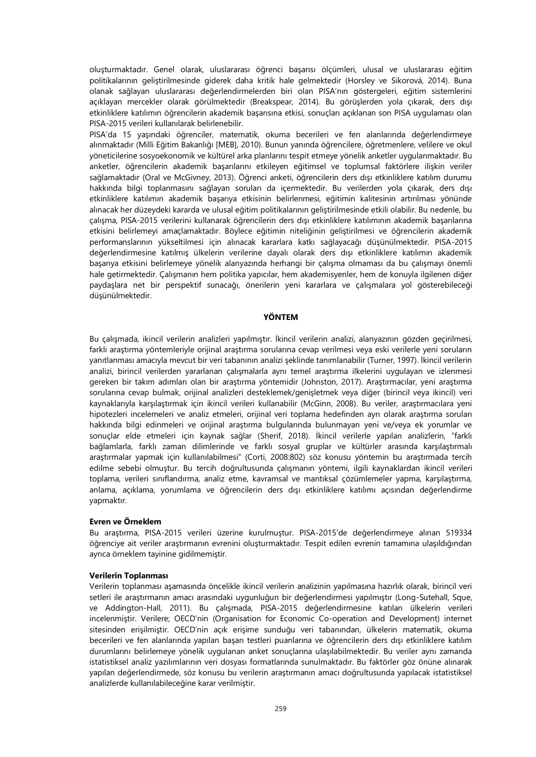oluşturmaktadır. Genel olarak, uluslararası öğrenci başarısı ölçümleri, ulusal ve uluslararası eğitim politikalarının geliştirilmesinde giderek daha kritik hale gelmektedir (Horsley ve Sikorová, 2014). Buna olanak sağlayan uluslararası değerlendirmelerden biri olan PISA'nın göstergeleri, eğitim sistemlerini açıklayan mercekler olarak görülmektedir (Breakspear, 2014). Bu görüşlerden yola çıkarak, ders dışı etkinliklere katılımın öğrencilerin akademik başarısına etkisi, sonuçları açıklanan son PISA uygulaması olan PISA-2015 verileri kullanılarak belirlenebilir.

PISA'da 15 yaşındaki öğrenciler, matematik, okuma becerileri ve fen alanlarında değerlendirmeye alınmaktadır (Milli Eğitim Bakanlığı [MEB], 2010). Bunun yanında öğrencilere, öğretmenlere, velilere ve okul yöneticilerine sosyoekonomik ve kültürel arka planlarını tespit etmeye yönelik anketler uygulanmaktadır. Bu anketler, öğrencilerin akademik başarılarını etkileyen eğitimsel ve toplumsal faktörlere ilişkin veriler sağlamaktadır (Oral ve McGivney, 2013). Öğrenci anketi, öğrencilerin ders dışı etkinliklere katılım durumu hakkında bilgi toplanmasını sağlayan soruları da içermektedir. Bu verilerden yola çıkarak, ders dışı etkinliklere katılımın akademik başarıya etkisinin belirlenmesi, eğitimin kalitesinin artırılması yönünde alınacak her düzeydeki kararda ve ulusal eğitim politikalarının geliştirilmesinde etkili olabilir. Bu nedenle, bu çalışma, PISA-2015 verilerini kullanarak öğrencilerin ders dışı etkinliklere katılımının akademik başarılarına etkisini belirlemeyi amaçlamaktadır. Böylece eğitimin niteliğinin geliştirilmesi ve öğrencilerin akademik performanslarının yükseltilmesi için alınacak kararlara katkı sağlayacağı düşünülmektedir. PISA-2015 değerlendirmesine katılmış ülkelerin verilerine dayalı olarak ders dışı etkinliklere katılımın akademik başarıya etkisini belirlemeye yönelik alanyazında herhangi bir çalışma olmaması da bu çalışmayı önemli hale getirmektedir. Çalışmanın hem politika yapıcılar, hem akademisyenler, hem de konuyla ilgilenen diğer paydaşlara net bir perspektif sunacağı, önerilerin yeni kararlara ve çalışmalara yol gösterebileceği düşünülmektedir.

## YÖNTEM

Bu çalışmada, ikincil verilerin analizleri yapılmıştır. İkincil verilerin analizi, alanyazının gözden geçirilmesi, farklı araştırma yöntemleriyle orijinal araştırma sorularına cevap verilmesi veya eski verilerle yeni soruların yanıtlanması amacıyla mevcut bir veri tabanının analizi şeklinde tanımlanabilir (Turner, 1997). İkincil verilerin analizi, birincil verilerden yararlanan çalışmalarla aynı temel araştırma ilkelerini uygulayan ve izlenmesi gereken bir takım adımları olan bir araştırma yöntemidir (Johnston, 2017). Araştırmacılar, yeni araştırma sorularına cevap bulmak, orijinal analizleri desteklemek/genişletmek veya diğer (birincil veya ikincil) veri kaynaklarıyla karşılaştırmak için ikincil verileri kullanabilir (McGinn, 2008). Bu veriler, araştırmacılara yeni hipotezleri incelemeleri ve analiz etmeleri, orijinal veri toplama hedefinden ayrı olarak araştırma soruları hakkında bilgi edinmeleri ve orijinal araştırma bulgularında bulunmayan yeni ve/veya ek yorumlar ve sonuçlar elde etmeleri için kaynak sağlar (Sherif, 2018). İkincil verilerle yapılan analizlerin, "farklı bağlamlarla, farklı zaman dilimlerinde ve farklı sosyal gruplar ve kültürler arasında karşılaştırmalı araştırmalar yapmak için kullanılabilmesi" (Corti, 2008:802) söz konusu yöntemin bu araştırmada tercih edilme sebebi olmuştur. Bu tercih doğrultusunda çalışmanın yöntemi, ilgili kaynaklardan ikincil verileri toplama, verileri sınıflandırma, analiz etme, kavramsal ve mantıksal çözümlemeler yapma, karşılaştırma, anlama, açıklama, yorumlama ve öğrencilerin ders dışı etkinliklere katılımı açısından değerlendirme yapmaktır.

### Evren ve Örneklem

Bu araştırma, PISA-2015 verileri üzerine kurulmuştur. PISA-2015'de değerlendirmeye alınan 519334 öğrenciye ait veriler araştırmanın evrenini oluşturmaktadır. Tespit edilen evrenin tamamına ulaşıldığından ayrıca örneklem tayinine gidilmemiştir.

### Verilerin Toplanması

Verilerin toplanması aşamasında öncelikle ikincil verilerin analizinin yapılmasına hazırlık olarak, birincil veri setleri ile araştırmanın amacı arasındaki uygunluğun bir değerlendirmesi yapılmıştır (Long-Sutehall, Sque, ve Addington-Hall, 2011). Bu çalışmada, PISA-2015 değerlendirmesine katılan ülkelerin verileri incelenmiştir. Verilere; OECD'nin (Organisation for Economic Co-operation and Development) internet sitesinden erişilmiştir. OECD'nin açık erişime sunduğu veri tabanından, ülkelerin matematik, okuma becerileri ve fen alanlarında yapılan başarı testleri puanlarına ve öğrencilerin ders dışı etkinliklere katılım durumlarını belirlemeye yönelik uygulanan anket sonuçlarına ulaşılabilmektedir. Bu veriler aynı zamanda istatistiksel analiz yazılımlarının veri dosyası formatlarında sunulmaktadır. Bu faktörler göz önüne alınarak yapılan değerlendirmede, söz konusu bu verilerin araştırmanın amacı doğrultusunda yapılacak istatistiksel analizlerde kullanılabileceğine karar verilmiştir.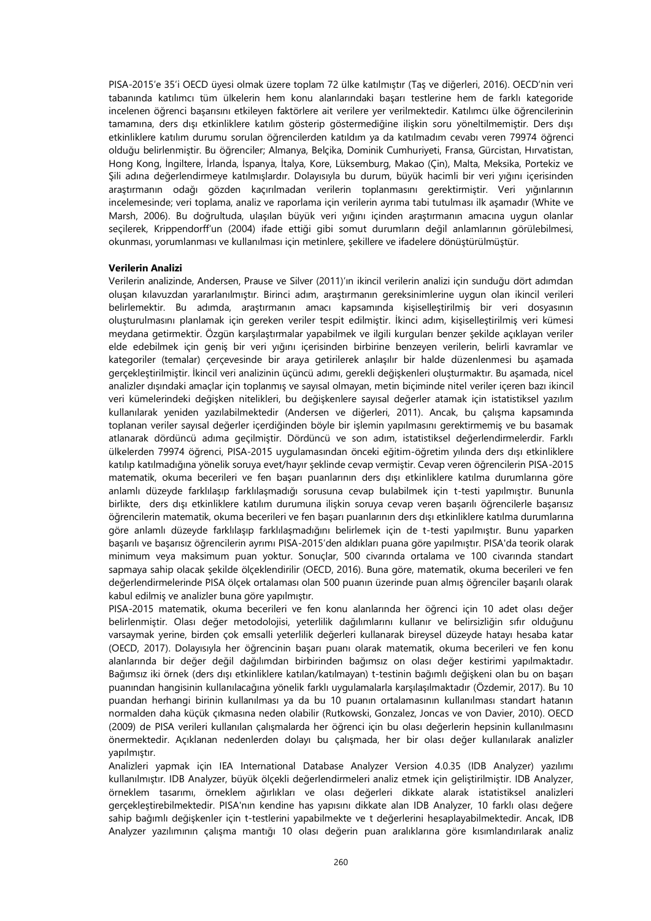PISA-2015'e 35'i OECD üyesi olmak üzere toplam 72 ülke katılmıştır (Taş ve diğerleri, 2016). OECD'nin veri tabanında katılımcı tüm ülkelerin hem konu alanlarındaki başarı testlerine hem de farklı kategoride incelenen öğrenci başarısını etkileyen faktörlere ait verilere yer verilmektedir. Katılımcı ülke öğrencilerinin tamamına, ders dışı etkinliklere katılım gösterip göstermediğine ilişkin soru yöneltilmemiştir. Ders dışı etkinliklere katılım durumu sorulan öğrencilerden katıldım ya da katılmadım cevabı veren 79974 öğrenci olduğu belirlenmiştir. Bu öğrenciler; Almanya, Belçika, Dominik Cumhuriyeti, Fransa, Gürcistan, Hırvatistan, Hong Kong, İngiltere, İrlanda, İspanya, İtalya, Kore, Lüksemburg, Makao (Çin), Malta, Meksika, Portekiz ve Şili adına değerlendirmeye katılmışlardır. Dolayısıyla bu durum, büyük hacimli bir veri yığını içerisinden araştırmanın odağı gözden kaçırılmadan verilerin toplanmasını gerektirmiştir. Veri yığınlarının incelemesinde; veri toplama, analiz ve raporlama için verilerin ayrıma tabi tutulması ilk aşamadır (White ve Marsh, 2006). Bu doğrultuda, ulaşılan büyük veri yığını içinden araştırmanın amacına uygun olanlar seçilerek, Krippendorff'un (2004) ifade ettiği gibi somut durumların değil anlamlarının görülebilmesi, okunması, yorumlanması ve kullanılması için metinlere, şekillere ve ifadelere dönüştürülmüştür.

**Verilerin Analizi**

Verilerin analizinde, Andersen, Prause ve Silver (2011)'ın ikincil verilerin analizi için sunduğu dört adımdan oluşan kılavuzdan yararlanılmıştır. Birinci adım, araştırmanın gereksinimlerine uygun olan ikincil verileri belirlemektir. Bu adımda, araştırmanın amacı kapsamında kişiselleştirilmiş bir veri dosyasının oluşturulmasını planlamak için gereken veriler tespit edilmiştir. İkinci adım, kişiselleştirilmiş veri kümesi meydana getirmektir. Özgün karşılaştırmalar yapabilmek ve ilgili kurguları benzer şekilde açıklayan veriler elde edebilmek için geniş bir veri yığını içerisinden birbirine benzeyen verilerin, belirli kavramlar ve kategoriler (temalar) çerçevesinde bir araya getirilerek anlaşılır bir halde düzenlenmesi bu aşamada gerçekleştirilmiştir. İkincil veri analizinin üçüncü adımı, gerekli değişkenleri oluşturmaktır. Bu aşamada, nicel analizler dışındaki amaçlar için toplanmış ve sayısal olmayan, metin biçiminde nitel veriler içeren bazı ikincil veri kümelerindeki değişken nitelikleri, bu değişkenlere sayısal değerler atamak için istatistiksel yazılım kullanılarak yeniden yazılabilmektedir (Andersen ve diğerleri, 2011). Ancak, bu çalışma kapsamında toplanan veriler sayısal değerler içerdiğinden böyle bir işlemin yapılmasını gerektirmemiş ve bu basamak atlanarak dördüncü adıma geçilmiştir. Dördüncü ve son adım, istatistiksel değerlendirmelerdir. Farklı ülkelerden 79974 öğrenci, PISA-2015 uygulamasından önceki eğitim-öğretim yılında ders dışı etkinliklere katılıp katılmadığına yönelik soruya evet/hayır şeklinde cevap vermiştir. Cevap veren öğrencilerin PISA-2015 matematik, okuma becerileri ve fen başarı puanlarının ders dışı etkinliklere katılma durumlarına göre anlamlı düzeyde farklılaşıp farklılaşmadığı sorusuna cevap bulabilmek için t-testi yapılmıştır. Bununla birlikte, ders dışı etkinliklere katılım durumuna ilişkin soruya cevap veren başarılı öğrencilerle başarısız öğrencilerin matematik, okuma becerileri ve fen başarı puanlarının ders dışı etkinliklere katılma durumlarına göre anlamlı düzeyde farklılaşıp farklılaşmadığını belirlemek için de t-testi yapılmıştır. Bunu yaparken başarılı ve başarısız öğrencilerin ayrımı PISA-2015'den aldıkları puana göre yapılmıştır. PISA'da teorik olarak minimum veya maksimum puan yoktur. Sonuçlar, 500 civarında ortalama ve 100 civarında standart sapmaya sahip olacak şekilde ölçeklendirilir (OECD, 2016). Buna göre, matematik, okuma becerileri ve fen değerlendirmelerinde PISA ölçek ortalaması olan 500 puanın üzerinde puan almış öğrenciler başarılı olarak kabul edilmiş ve analizler buna göre yapılmıştır.

PISA-2015 matematik, okuma becerileri ve fen konu alanlarında her öğrenci için 10 adet olası değer belirlenmiştir. Olası değer metodolojisi, yeterlilik dağılımlarını kullanır ve belirsizliğin sıfır olduğunu varsaymak yerine, birden çok emsalli yeterlilik değerleri kullanarak bireysel düzeyde hatayı hesaba katar (OECD, 2017). Dolayısıyla her öğrencinin başarı puanı olarak matematik, okuma becerileri ve fen konu alanlarında bir değer değil dağılımdan birbirinden bağımsız on olası değer kestirimi yapılmaktadır. Bağımsız iki örnek (ders dışı etkinliklere katılan/katılmayan) t-testinin bağımlı değişkeni olan bu on başarı puanından hangisinin kullanılacağına yönelik farklı uygulamalarla karşılaşılmaktadır (Özdemir, 2017). Bu 10 puandan herhangi birinin kullanılması ya da bu 10 puanın ortalamasının kullanılması standart hatanın normalden daha küçük çıkmasına neden olabilir (Rutkowski, Gonzalez, Joncas ve von Davier, 2010). OECD (2009) de PISA verileri kullanılan çalışmalarda her öğrenci için bu olası değerlerin hepsinin kullanılmasını önermektedir. Açıklanan nedenlerden dolayı bu çalışmada, her bir olası değer kullanılarak analizler yapılmıştır.

Analizleri yapmak için IEA International Database Analyzer Version 4.0.35 (IDB Analyzer) yazılımı kullanılmıştır. IDB Analyzer, büyük ölçekli değerlendirmeleri analiz etmek için geliştirilmiştir. IDB Analyzer, örneklem tasarımı, örneklem ağırlıkları ve olası değerleri dikkate alarak istatistiksel analizleri gerçekleştirebilmektedir. PISA'nın kendine has yapısını dikkate alan IDB Analyzer, 10 farklı olası değere sahip bağımlı değişkenler için t-testlerini yapabilmekte ve t değerlerini hesaplayabilmektedir. Ancak, IDB Analyzer yazılımının çalışma mantığı 10 olası değerin puan aralıklarına göre kısımlandırılarak analiz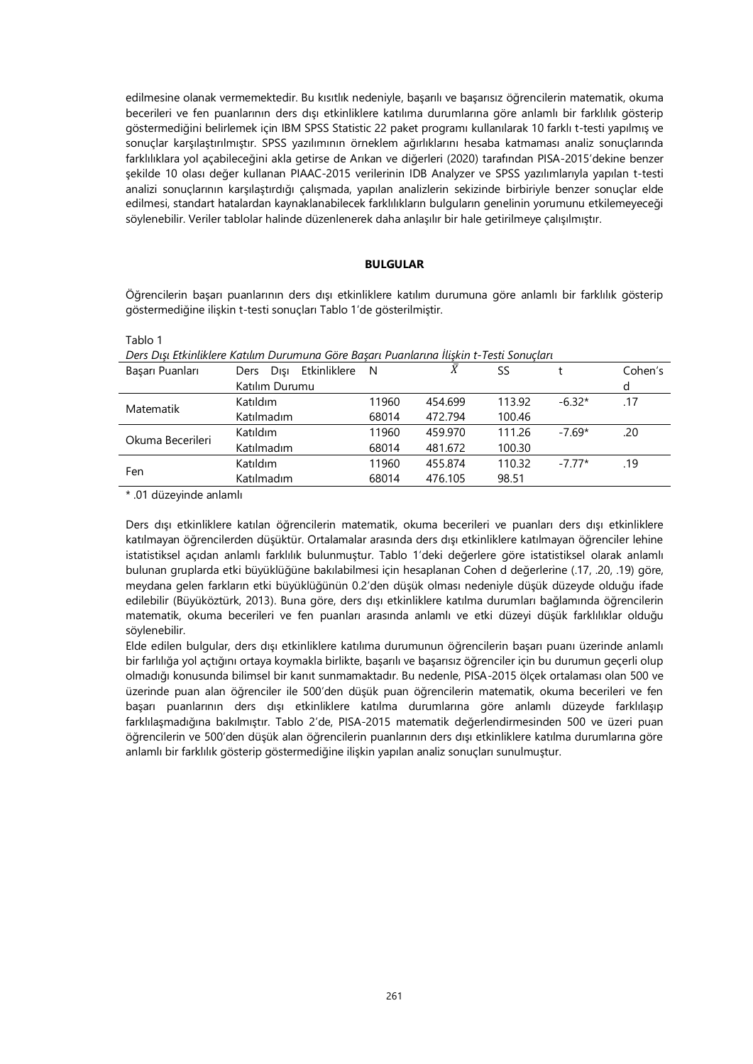edilmesine olanak vermemektedir. Bu kısıtlık nedeniyle, başarılı ve başarısız öğrencilerin matematik, okuma becerileri ve fen puanlarının ders dışı etkinliklere katılıma durumlarına göre anlamlı bir farklılık gösterip göstermediğini belirlemek için IBM SPSS Statistic 22 paket programı kullanılarak 10 farklı t-testi yapılmış ve sonuçlar karşılaştırılmıştır. SPSS yazılımının örneklem ağırlıklarını hesaba katmaması analiz sonuçlarında farklılıklara yol açabileceğini akla getirse de Arıkan ve diğerleri (2020) tarafından PISA-2015'dekine benzer şekilde 10 olası değer kullanan PIAAC-2015 verilerinin IDB Analyzer ve SPSS yazılımlarıyla yapılan t-testi analizi sonuçlarının karşılaştırdığı çalışmada, yapılan analizlerin sekizinde birbiriyle benzer sonuçlar elde edilmesi, standart hatalardan kaynaklanabilecek farklılıkların bulguların genelinin yorumunu etkilemeyeceği söylenebilir. Veriler tablolar halinde düzenlenerek daha anlaşılır bir hale getirilmeye çalışılmıştır.

## BULGULAR

Öğrencilerin başarı puanlarının ders dışı etkinliklere katılım durumuna göre anlamlı bir farklılık gösterip göstermediğine ilişkin t-testi sonuçları Tablo 1'de gösterilmiştir.

Tablo 1

*Ders Dışı Etkinliklere Katılım Durumuna Göre Başarı Puanlarına İlişkin t-Testi Sonuçları*

| Başarı Puanları | Ders Dışı Etkinliklere Katılım Durumu | N | $\bar{X}$ | SS | t | Cohen's d |
|---|---|---|---|---|---|---|
| Matematik | Katıldım | 11960 | 454.699 | 113.92 | -6.32* | .17 |
| | Katılmadım | 68014 | 472.794 | 100.46 | | |
| Okuma Becerileri | Katıldım | 11960 | 459.970 | 111.26 | -7.69* | .20 |
| | Katılmadım | 68014 | 481.672 | 100.30 | | |
| Fen | Katıldım | 11960 | 455.874 | 110.32 | -7.77* | .19 |
| | Katılmadım | 68014 | 476.105 | 98.51 | | |

\* .01 düzeyinde anlamlı

Ders dışı etkinliklere katılan öğrencilerin matematik, okuma becerileri ve puanları ders dışı etkinliklere katılmayan öğrencilerden düşüktür. Ortalamalar arasında ders dışı etkinliklere katılmayan öğrenciler lehine istatistiksel açıdan anlamlı farklılık bulunmuştur. Tablo 1'deki değerlere göre istatistiksel olarak anlamlı bulunan gruplarda etki büyüklüğüne bakılabilmesi için hesaplanan Cohen d değerlerine (.17, .20, .19) göre, meydana gelen farkların etki büyüklüğünün 0.2'den düşük olması nedeniyle düşük düzeyde olduğu ifade edilebilir (Büyüköztürk, 2013). Buna göre, ders dışı etkinliklere katılma durumları bağlamında öğrencilerin matematik, okuma becerileri ve fen puanları arasında anlamlı ve etki düzeyi düşük farklılıklar olduğu söylenebilir.

Elde edilen bulgular, ders dışı etkinliklere katılıma durumunun öğrencilerin başarı puanı üzerinde anlamlı bir farlılığa yol açtığını ortaya koymakla birlikte, başarılı ve başarısız öğrenciler için bu durumun geçerli olup olmadığı konusunda bilimsel bir kanıt sunmamaktadır. Bu nedenle, PISA-2015 ölçek ortalaması olan 500 ve üzerinde puan alan öğrenciler ile 500'den düşük puan öğrencilerin matematik, okuma becerileri ve fen başarı puanlarının ders dışı etkinliklere katılma durumlarına göre anlamlı düzeyde farklılaşıp farklılaşmadığına bakılmıştır. Tablo 2'de, PISA-2015 matematik değerlendirmesinden 500 ve üzeri puan öğrencilerin ve 500'den düşük alan öğrencilerin puanlarının ders dışı etkinliklere katılma durumlarına göre anlamlı bir farklılık gösterip göstermediğine ilişkin yapılan analiz sonuçları sunulmuştur.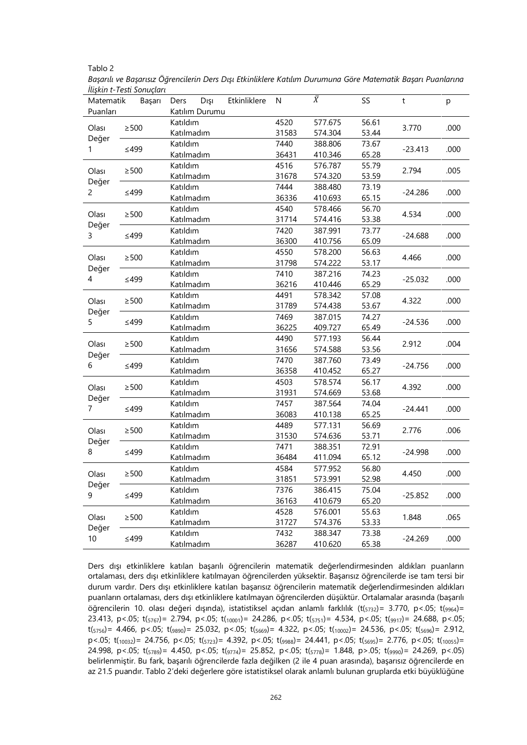Tablo 2

*Başarılı ve Başarısız Öğrencilerin Ders Dışı Etkinliklere Katılım Durumuna Göre Matematik Başarı Puanlarına İlişkin t-Testi Sonuçları*

| Matematik Başarı Puanları | | Ders Dışı Etkinliklere Katılım Durumu | N | $\bar{X}$ | SS | t | p |
|---|---|---|---|---|---|---|---|
| Olası Değer 1 | ≥500 | Katıldım | 4520 | 577.675 | 56.61 | 3.770 | .000 |
| | | Katılmadım | 31583 | 574.304 | 53.44 | | |
| | ≤499 | Katıldım | 7440 | 388.806 | 73.67 | -23.413 | .000 |
| | | Katılmadım | 36431 | 410.346 | 65.28 | | |
| Olası Değer 2 | ≥500 | Katıldım | 4516 | 576.787 | 55.79 | 2.794 | .005 |
| | | Katılmadım | 31678 | 574.320 | 53.59 | | |
| | ≤499 | Katıldım | 7444 | 388.480 | 73.19 | -24.286 | .000 |
| | | Katılmadım | 36336 | 410.693 | 65.15 | | |
| Olası Değer 3 | ≥500 | Katıldım | 4540 | 578.466 | 56.70 | 4.534 | .000 |
| | | Katılmadım | 31714 | 574.416 | 53.38 | | |
| | ≤499 | Katıldım | 7420 | 387.991 | 73.77 | -24.688 | .000 |
| | | Katılmadım | 36300 | 410.756 | 65.09 | | |
| Olası Değer 4 | ≥500 | Katıldım | 4550 | 578.200 | 56.63 | 4.466 | .000 |
| | | Katılmadım | 31798 | 574.222 | 53.17 | | |
| | ≤499 | Katıldım | 7410 | 387.216 | 74.23 | -25.032 | .000 |
| | | Katılmadım | 36216 | 410.446 | 65.29 | | |
| Olası Değer 5 | ≥500 | Katıldım | 4491 | 578.342 | 57.08 | 4.322 | .000 |
| | | Katılmadım | 31789 | 574.438 | 53.67 | | |
| | ≤499 | Katıldım | 7469 | 387.015 | 74.27 | -24.536 | .000 |
| | | Katılmadım | 36225 | 409.727 | 65.49 | | |
| Olası Değer 6 | ≥500 | Katıldım | 4490 | 577.193 | 56.44 | 2.912 | .004 |
| | | Katılmadım | 31656 | 574.588 | 53.56 | | |
| | ≤499 | Katıldım | 7470 | 387.760 | 73.49 | -24.756 | .000 |
| | | Katılmadım | 36358 | 410.452 | 65.27 | | |
| Olası Değer 7 | ≥500 | Katıldım | 4503 | 578.574 | 56.17 | 4.392 | .000 |
| | | Katılmadım | 31931 | 574.669 | 53.68 | | |
| | ≤499 | Katıldım | 7457 | 387.564 | 74.04 | -24.441 | .000 |
| | | Katılmadım | 36083 | 410.138 | 65.25 | | |
| Olası Değer 8 | ≥500 | Katıldım | 4489 | 577.131 | 56.69 | 2.776 | .006 |
| | | Katılmadım | 31530 | 574.636 | 53.71 | | |
| | ≤499 | Katıldım | 7471 | 388.351 | 72.91 | -24.998 | .000 |
| | | Katılmadım | 36484 | 411.094 | 65.12 | | |
| Olası Değer 9 | ≥500 | Katıldım | 4584 | 577.952 | 56.80 | 4.450 | .000 |
| | | Katılmadım | 31851 | 573.991 | 52.98 | | |
| | ≤499 | Katıldım | 7376 | 386.415 | 75.04 | -25.852 | .000 |
| | | Katılmadım | 36163 | 410.679 | 65.20 | | |
| Olası Değer 10 | ≥500 | Katıldım | 4528 | 576.001 | 55.63 | 1.848 | .065 |
| | | Katılmadım | 31727 | 574.376 | 53.33 | | |
| | ≤499 | Katıldım | 7432 | 388.347 | 73.38 | -24.269 | .000 |
| | | Katılmadım | 36287 | 410.620 | 65.38 | | |

Ders dışı etkinliklere katılan başarılı öğrencilerin matematik değerlendirmesinden aldıkları puanların ortalaması, ders dışı etkinliklere katılmayan öğrencilerden yüksektir. Başarısız öğrencilerde ise tam tersi bir durum vardır. Ders dışı etkinliklere katılan başarısız öğrencilerin matematik değerlendirmesinden aldıkları puanların ortalaması, ders dışı etkinliklere katılmayan öğrencilerden düşüktür. Ortalamalar arasında (başarılı öğrencilerin 10. olası değeri dışında), istatistiksel açıdan anlamlı farklılık ($t_{(5732)}$= 3.770, p<.05; $t_{(9964)}$= 23.413, p<.05; $t_{(5767)}$= 2.794, p<.05; $t_{(10001)}$= 24.286, p<.05; $t_{(5751)}$= 4.534, p<.05; $t_{(9917)}$= 24.688, p<.05; $t_{(5756)}$= 4.466, p<.05; $t_{(9890)}$= 25.032, p<.05; $t_{(5669)}$= 4.322, p<.05; $t_{(10002)}$= 24.536, p<.05; $t_{(5696)}$= 2.912, p<.05; $t_{(10032)}$= 24.756, p<.05; $t_{(5723)}$= 4.392, p<.05; $t_{(9988)}$= 24.441, p<.05; $t_{(5695)}$= 2.776, p<.05; $t_{(10055)}$= 24.998, p<.05; $t_{(5789)}$= 4.450, p<.05; $t_{(9774)}$= 25.852, p<.05; $t_{(5778)}$= 1.848, p>.05; $t_{(9990)}$= 24.269, p<.05) belirlenmiştir. Bu fark, başarılı öğrencilerde fazla değilken (2 ile 4 puan arasında), başarısız öğrencilerde en az 21.5 puandır. Tablo 2'deki değerlere göre istatistiksel olarak anlamlı bulunan gruplarda etki büyüklüğüne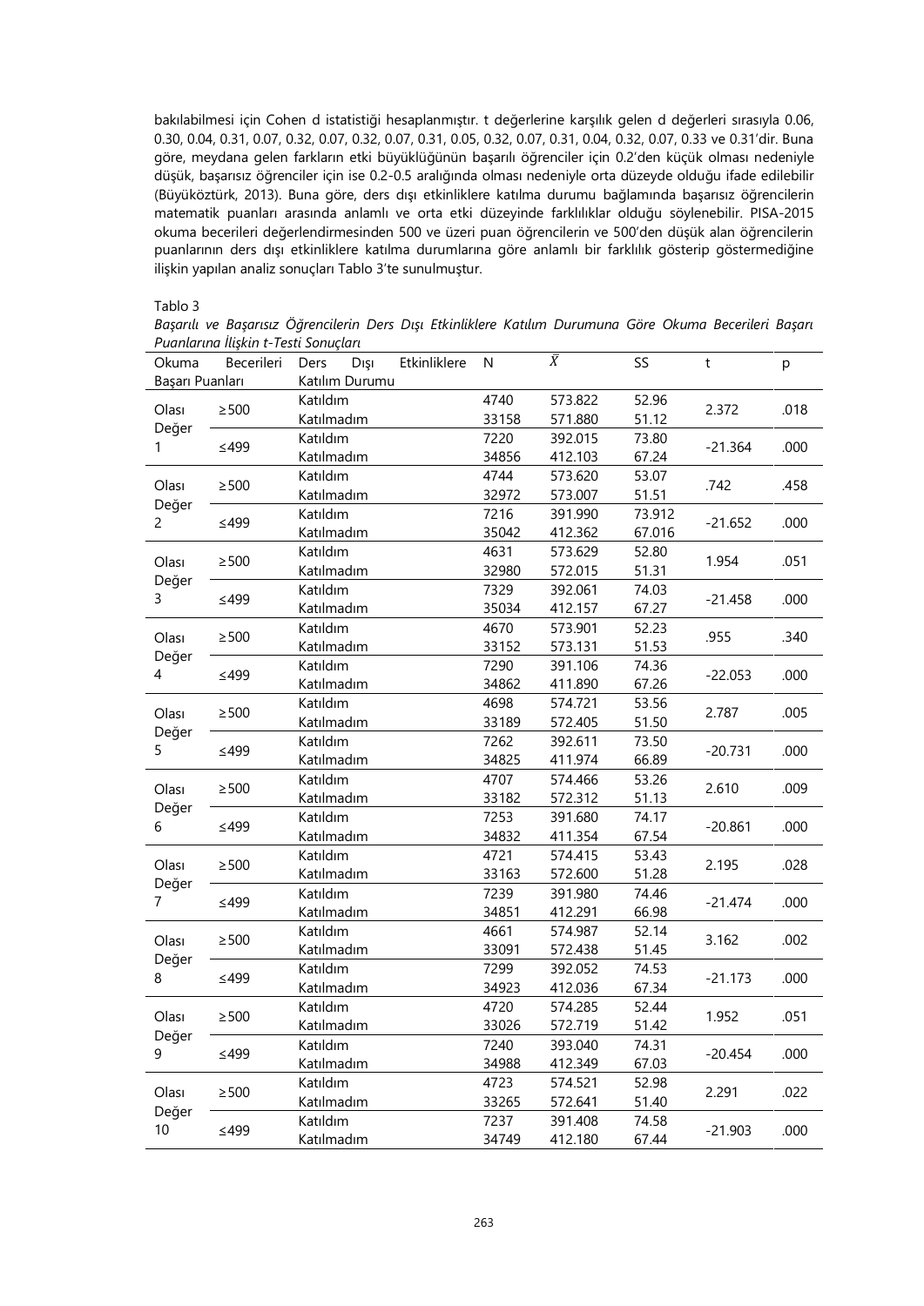bakılabilmesi için Cohen d istatistiği hesaplanmıştır. t değerlerine karşılık gelen d değerleri sırasıyla 0.06, 0.30, 0.04, 0.31, 0.07, 0.32, 0.07, 0.32, 0.07, 0.31, 0.05, 0.32, 0.07, 0.31, 0.04, 0.32, 0.07, 0.33 ve 0.31'dir. Buna göre, meydana gelen farkların etki büyüklüğünün başarılı öğrenciler için 0.2'den küçük olması nedeniyle düşük, başarısız öğrenciler için ise 0.2-0.5 aralığında olması nedeniyle orta düzeyde olduğu ifade edilebilir (Büyüköztürk, 2013). Buna göre, ders dışı etkinliklere katılma durumu bağlamında başarısız öğrencilerin matematik puanları arasında anlamlı ve orta etki düzeyinde farklılıklar olduğu söylenebilir. PISA-2015 okuma becerileri değerlendirmesinden 500 ve üzeri puan öğrencilerin ve 500'den düşük alan öğrencilerin puanlarının ders dışı etkinliklere katılma durumlarına göre anlamlı bir farklılık gösterip göstermediğine ilişkin yapılan analiz sonuçları Tablo 3'te sunulmuştur.

Tablo 3

*Başarılı ve Başarısız Öğrencilerin Ders Dışı Etkinliklere Katılım Durumuna Göre Okuma Becerileri Başarı Puanlarına İlişkin t-Testi Sonuçları*

| Okuma Becerileri Başarı Puanları | | Ders Dışı Etkinliklere Katılım Durumu | N | $\bar{X}$ | SS | t | p |
|---|---|---|---|---|---|---|---|
| Olası Değer 1 | ≥500 | Katıldım | 4740 | 573.822 | 52.96 | 2.372 | .018 |
| | | Katılmadım | 33158 | 571.880 | 51.12 | | |
| | ≤499 | Katıldım | 7220 | 392.015 | 73.80 | -21.364 | .000 |
| | | Katılmadım | 34856 | 412.103 | 67.24 | | |
| Olası Değer 2 | ≥500 | Katıldım | 4744 | 573.620 | 53.07 | .742 | .458 |
| | | Katılmadım | 32972 | 573.007 | 51.51 | | |
| | ≤499 | Katıldım | 7216 | 391.990 | 73.912 | -21.652 | .000 |
| | | Katılmadım | 35042 | 412.362 | 67.016 | | |
| Olası Değer 3 | ≥500 | Katıldım | 4631 | 573.629 | 52.80 | 1.954 | .051 |
| | | Katılmadım | 32980 | 572.015 | 51.31 | | |
| | ≤499 | Katıldım | 7329 | 392.061 | 74.03 | -21.458 | .000 |
| | | Katılmadım | 35034 | 412.157 | 67.27 | | |
| Olası Değer 4 | ≥500 | Katıldım | 4670 | 573.901 | 52.23 | .955 | .340 |
| | | Katılmadım | 33152 | 573.131 | 51.53 | | |
| | ≤499 | Katıldım | 7290 | 391.106 | 74.36 | -22.053 | .000 |
| | | Katılmadım | 34862 | 411.890 | 67.26 | | |
| Olası Değer 5 | ≥500 | Katıldım | 4698 | 574.721 | 53.56 | 2.787 | .005 |
| | | Katılmadım | 33189 | 572.405 | 51.50 | | |
| | ≤499 | Katıldım | 7262 | 392.611 | 73.50 | -20.731 | .000 |
| | | Katılmadım | 34825 | 411.974 | 66.89 | | |
| Olası Değer 6 | ≥500 | Katıldım | 4707 | 574.466 | 53.26 | 2.610 | .009 |
| | | Katılmadım | 33182 | 572.312 | 51.13 | | |
| | ≤499 | Katıldım | 7253 | 391.680 | 74.17 | -20.861 | .000 |
| | | Katılmadım | 34832 | 411.354 | 67.54 | | |
| Olası Değer 7 | ≥500 | Katıldım | 4721 | 574.415 | 53.43 | 2.195 | .028 |
| | | Katılmadım | 33163 | 572.600 | 51.28 | | |
| | ≤499 | Katıldım | 7239 | 391.980 | 74.46 | -21.474 | .000 |
| | | Katılmadım | 34851 | 412.291 | 66.98 | | |
| Olası Değer 8 | ≥500 | Katıldım | 4661 | 574.987 | 52.14 | 3.162 | .002 |
| | | Katılmadım | 33091 | 572.438 | 51.45 | | |
| | ≤499 | Katıldım | 7299 | 392.052 | 74.53 | -21.173 | .000 |
| | | Katılmadım | 34923 | 412.036 | 67.34 | | |
| Olası Değer 9 | ≥500 | Katıldım | 4720 | 574.285 | 52.44 | 1.952 | .051 |
| | | Katılmadım | 33026 | 572.719 | 51.42 | | |
| | ≤499 | Katıldım | 7240 | 393.040 | 74.31 | -20.454 | .000 |
| | | Katılmadım | 34988 | 412.349 | 67.03 | | |
| Olası Değer 10 | ≥500 | Katıldım | 4723 | 574.521 | 52.98 | 2.291 | .022 |
| | | Katılmadım | 33265 | 572.641 | 51.40 | | |
| | ≤499 | Katıldım | 7237 | 391.408 | 74.58 | -21.903 | .000 |
| | | Katılmadım | 34749 | 412.180 | 67.44 | | |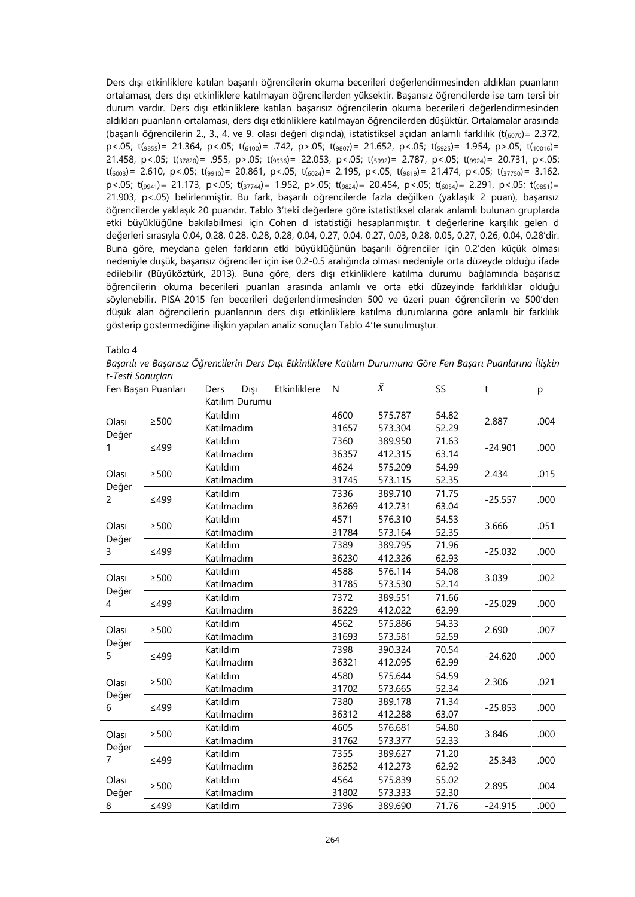Ders dışı etkinliklere katılan başarılı öğrencilerin okuma becerileri değerlendirmesinden aldıkları puanların ortalaması, ders dışı etkinliklere katılmayan öğrencilerden yüksektir. Başarısız öğrencilerde ise tam tersi bir durum vardır. Ders dışı etkinliklere katılan başarısız öğrencilerin okuma becerileri değerlendirmesinden aldıkları puanların ortalaması, ders dışı etkinliklere katılmayan öğrencilerden düşüktür. Ortalamalar arasında (başarılı öğrencilerin 2., 3., 4. ve 9. olası değeri dışında), istatistiksel açıdan anlamlı farklılık ($t_{(6070)}$= 2.372, p<.05; $t_{(9855)}$= 21.364, p<.05; $t_{(6100)}$= .742, p>.05; $t_{(9807)}$= 21.652, p<.05; $t_{(5925)}$= 1.954, p>.05; $t_{(10016)}$= 21.458, p<.05; $t_{(37820)}$= .955, p>.05; $t_{(9936)}$= 22.053, p<.05; $t_{(5992)}$= 2.787, p<.05; $t_{(9924)}$= 20.731, p<.05; $t_{(6003)}$= 2.610, p<.05; $t_{(9910)}$= 20.861, p<.05; $t_{(6024)}$= 2.195, p<.05; $t_{(9819)}$= 21.474, p<.05; $t_{(37750)}$= 3.162, p<.05; $t_{(9941)}$= 21.173, p<.05; $t_{(37744)}$= 1.952, p>.05; $t_{(9824)}$= 20.454, p<.05; $t_{(6054)}$= 2.291, p<.05; $t_{(9851)}$= 21.903, p<.05) belirlenmiştir. Bu fark, başarılı öğrencilerde fazla değilken (yaklaşık 2 puan), başarısız öğrencilerde yaklaşık 20 puandır. Tablo 3'teki değerlere göre istatistiksel olarak anlamlı bulunan gruplarda etki büyüklüğüne bakılabilmesi için Cohen d istatistiği hesaplanmıştır. t değerlerine karşılık gelen d değerleri sırasıyla 0.04, 0.28, 0.28, 0.28, 0.28, 0.04, 0.27, 0.04, 0.27, 0.03, 0.28, 0.05, 0.27, 0.26, 0.04, 0.28'dir. Buna göre, meydana gelen farkların etki büyüklüğünün başarılı öğrenciler için 0.2'den küçük olması nedeniyle düşük, başarısız öğrenciler için ise 0.2-0.5 aralığında olması nedeniyle orta düzeyde olduğu ifade edilebilir (Büyüköztürk, 2013). Buna göre, ders dışı etkinliklere katılma durumu bağlamında başarısız öğrencilerin okuma becerileri puanları arasında anlamlı ve orta etki düzeyinde farklılıklar olduğu söylenebilir. PISA-2015 fen becerileri değerlendirmesinden 500 ve üzeri puan öğrencilerin ve 500'den düşük alan öğrencilerin puanlarının ders dışı etkinliklere katılma durumlarına göre anlamlı bir farklılık gösterip göstermediğine ilişkin yapılan analiz sonuçları Tablo 4'te sunulmuştur.

Tablo 4

*Başarılı ve Başarısız Öğrencilerin Ders Dışı Etkinliklere Katılım Durumuna Göre Fen Başarı Puanlarına İlişkin t-Testi Sonuçları*

| Fen Başarı Puanları | | Ders Dışı Etkinliklere Katılım Durumu | N | $\bar{X}$ | SS | t | p |
|---|---|---|---|---|---|---|---|
| Olası Değer 1 | ≥500 | Katıldım | 4600 | 575.787 | 54.82 | 2.887 | .004 |
| | | Katılmadım | 31657 | 573.304 | 52.29 | | |
| | ≤499 | Katıldım | 7360 | 389.950 | 71.63 | -24.901 | .000 |
| | | Katılmadım | 36357 | 412.315 | 63.14 | | |
| Olası Değer 2 | ≥500 | Katıldım | 4624 | 575.209 | 54.99 | 2.434 | .015 |
| | | Katılmadım | 31745 | 573.115 | 52.35 | | |
| | ≤499 | Katıldım | 7336 | 389.710 | 71.75 | -25.557 | .000 |
| | | Katılmadım | 36269 | 412.731 | 63.04 | | |
| Olası Değer 3 | ≥500 | Katıldım | 4571 | 576.310 | 54.53 | 3.666 | .051 |
| | | Katılmadım | 31784 | 573.164 | 52.35 | | |
| | ≤499 | Katıldım | 7389 | 389.795 | 71.96 | -25.032 | .000 |
| | | Katılmadım | 36230 | 412.326 | 62.93 | | |
| Olası Değer 4 | ≥500 | Katıldım | 4588 | 576.114 | 54.08 | 3.039 | .002 |
| | | Katılmadım | 31785 | 573.530 | 52.14 | | |
| | ≤499 | Katıldım | 7372 | 389.551 | 71.66 | -25.029 | .000 |
| | | Katılmadım | 36229 | 412.022 | 62.99 | | |
| Olası Değer 5 | ≥500 | Katıldım | 4562 | 575.886 | 54.33 | 2.690 | .007 |
| | | Katılmadım | 31693 | 573.581 | 52.59 | | |
| | ≤499 | Katıldım | 7398 | 390.324 | 70.54 | -24.620 | .000 |
| | | Katılmadım | 36321 | 412.095 | 62.99 | | |
| Olası Değer 6 | ≥500 | Katıldım | 4580 | 575.644 | 54.59 | 2.306 | .021 |
| | | Katılmadım | 31702 | 573.665 | 52.34 | | |
| | ≤499 | Katıldım | 7380 | 389.178 | 71.34 | -25.853 | .000 |
| | | Katılmadım | 36312 | 412.288 | 63.07 | | |
| Olası Değer 7 | ≥500 | Katıldım | 4605 | 576.681 | 54.80 | 3.846 | .000 |
| | | Katılmadım | 31762 | 573.377 | 52.33 | | |
| | ≤499 | Katıldım | 7355 | 389.627 | 71.20 | -25.343 | .000 |
| | | Katılmadım | 36252 | 412.273 | 62.92 | | |
| Olası Değer 8 | ≥500 | Katıldım | 4564 | 575.839 | 55.02 | 2.895 | .004 |
| | | Katılmadım | 31802 | 573.333 | 52.30 | | |
| | ≤499 | Katıldım | 7396 | 389.690 | 71.76 | -24.915 | .000 |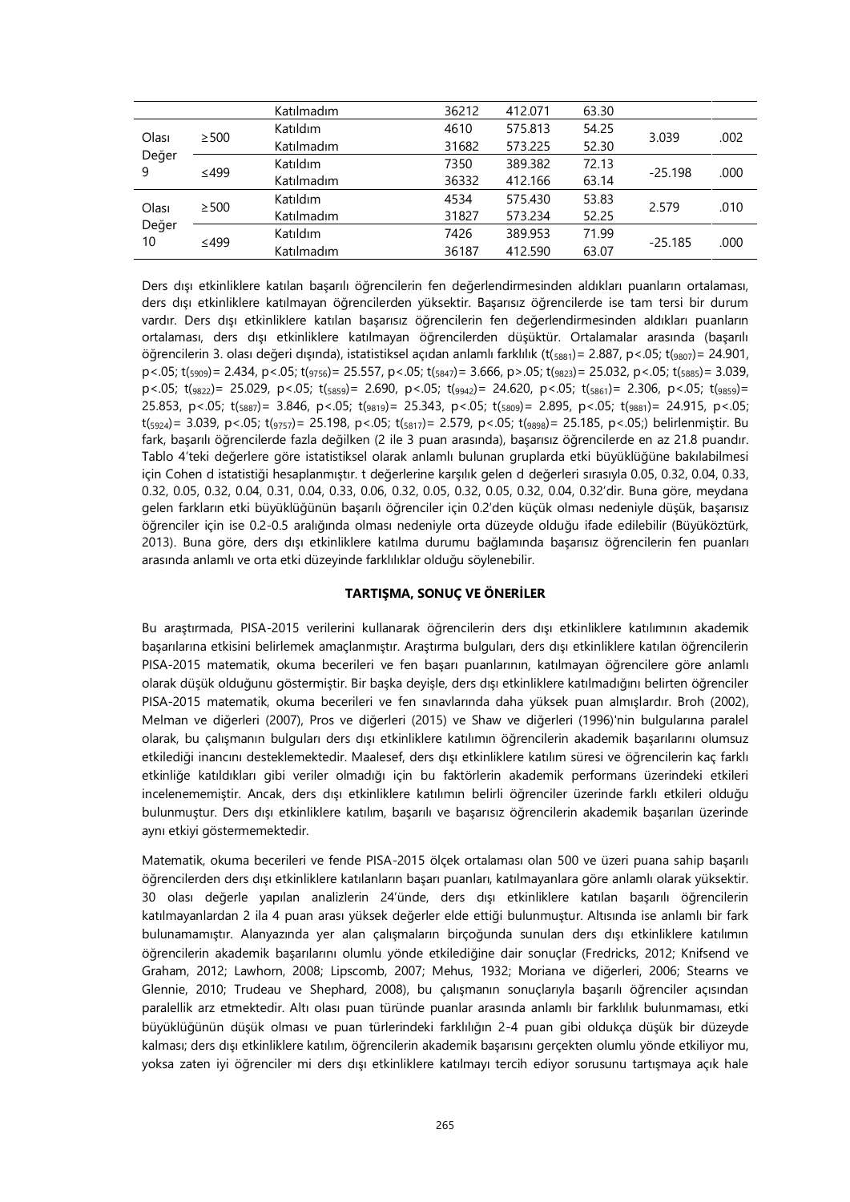| | | | | | | | |
|---|---|---|---|---|---|---|---|
| | | Katılmadım | 36212 | 412.071 | 63.30 | | |
| Olası Değer 9 | ≥500 | Katıldım | 4610 | 575.813 | 54.25 | 3.039 | .002 |
| | | Katılmadım | 31682 | 573.225 | 52.30 | | |
| | ≤499 | Katıldım | 7350 | 389.382 | 72.13 | -25.198 | .000 |
| | | Katılmadım | 36332 | 412.166 | 63.14 | | |
| Olası Değer 10 | ≥500 | Katıldım | 4534 | 575.430 | 53.83 | 2.579 | .010 |
| | | Katılmadım | 31827 | 573.234 | 52.25 | | |
| | ≤499 | Katıldım | 7426 | 389.953 | 71.99 | -25.185 | .000 |
| | | Katılmadım | 36187 | 412.590 | 63.07 | | |

Ders dışı etkinliklere katılan başarılı öğrencilerin fen değerlendirmesinden aldıkları puanların ortalaması, ders dışı etkinliklere katılmayan öğrencilerden yüksektir. Başarısız öğrencilerde ise tam tersi bir durum vardır. Ders dışı etkinliklere katılan başarısız öğrencilerin fen değerlendirmesinden aldıkları puanların ortalaması, ders dışı etkinliklere katılmayan öğrencilerden düşüktür. Ortalamalar arasında (başarılı öğrencilerin 3. olası değeri dışında), istatistiksel açıdan anlamlı farklılık ($t_{(5881)}$= 2.887, p<.05; $t_{(9807)}$= 24.901, p<.05; $t_{(5909)}$= 2.434, p<.05; $t_{(9756)}$= 25.557, p<.05; $t_{(5847)}$= 3.666, p>.05; $t_{(9823)}$= 25.032, p<.05; $t_{(5885)}$= 3.039, p<.05; $t_{(9822)}$= 25.029, p<.05; $t_{(5859)}$= 2.690, p<.05; $t_{(9942)}$= 24.620, p<.05; $t_{(5861)}$= 2.306, p<.05; $t_{(9859)}$= 25.853, p<.05; $t_{(5887)}$= 3.846, p<.05; $t_{(9819)}$= 25.343, p<.05; $t_{(5809)}$= 2.895, p<.05; $t_{(9881)}$= 24.915, p<.05; $t_{(5924)}$= 3.039, p<.05; $t_{(9757)}$= 25.198, p<.05; $t_{(5817)}$= 2.579, p<.05; $t_{(9898)}$= 25.185, p<.05;) belirlenmiştir. Bu fark, başarılı öğrencilerde fazla değilken (2 ile 3 puan arasında), başarısız öğrencilerde en az 21.8 puandır. Tablo 4'teki değerlere göre istatistiksel olarak anlamlı bulunan gruplarda etki büyüklüğüne bakılabilmesi için Cohen d istatistiği hesaplanmıştır. t değerlerine karşılık gelen d değerleri sırasıyla 0.05, 0.32, 0.04, 0.33, 0.32, 0.05, 0.32, 0.04, 0.31, 0.04, 0.33, 0.06, 0.32, 0.05, 0.32, 0.05, 0.32, 0.04, 0.32'dir. Buna göre, meydana gelen farkların etki büyüklüğünün başarılı öğrenciler için 0.2'den küçük olması nedeniyle düşük, başarısız öğrenciler için ise 0.2-0.5 aralığında olması nedeniyle orta düzeyde olduğu ifade edilebilir (Büyüköztürk, 2013). Buna göre, ders dışı etkinliklere katılma durumu bağlamında başarısız öğrencilerin fen puanları arasında anlamlı ve orta etki düzeyinde farklılıklar olduğu söylenebilir.

## TARTIŞMA, SONUÇ VE ÖNERİLER

Bu araştırmada, PISA-2015 verilerini kullanarak öğrencilerin ders dışı etkinliklere katılımının akademik başarılarına etkisini belirlemek amaçlanmıştır. Araştırma bulguları, ders dışı etkinliklere katılan öğrencilerin PISA-2015 matematik, okuma becerileri ve fen başarı puanlarının, katılmayan öğrencilere göre anlamlı olarak düşük olduğunu göstermiştir. Bir başka deyişle, ders dışı etkinliklere katılmadığını belirten öğrenciler PISA-2015 matematik, okuma becerileri ve fen sınavlarında daha yüksek puan almışlardır. Broh (2002), Melman ve diğerleri (2007), Pros ve diğerleri (2015) ve Shaw ve diğerleri (1996)'nin bulgularına paralel olarak, bu çalışmanın bulguları ders dışı etkinliklere katılımın öğrencilerin akademik başarılarını olumsuz etkilediği inancını desteklemektedir. Maalesef, ders dışı etkinliklere katılım süresi ve öğrencilerin kaç farklı etkinliğe katıldıkları gibi veriler olmadığı için bu faktörlerin akademik performans üzerindeki etkileri incelenememiştir. Ancak, ders dışı etkinliklere katılımın belirli öğrenciler üzerinde farklı etkileri olduğu bulunmuştur. Ders dışı etkinliklere katılım, başarılı ve başarısız öğrencilerin akademik başarıları üzerinde aynı etkiyi göstermemektedir.

Matematik, okuma becerileri ve fende PISA-2015 ölçek ortalaması olan 500 ve üzeri puana sahip başarılı öğrencilerden ders dışı etkinliklere katılanların başarı puanları, katılmayanlara göre anlamlı olarak yüksektir. 30 olası değerle yapılan analizlerin 24'ünde, ders dışı etkinliklere katılan başarılı öğrencilerin katılmayanlardan 2 ila 4 puan arası yüksek değerler elde ettiği bulunmuştur. Altısında ise anlamlı bir fark bulunamamıştır. Alanyazında yer alan çalışmaların birçoğunda sunulan ders dışı etkinliklere katılımın öğrencilerin akademik başarılarını olumlu yönde etkilediğine dair sonuçlar (Fredricks, 2012; Knifsend ve Graham, 2012; Lawhorn, 2008; Lipscomb, 2007; Mehus, 1932; Moriana ve diğerleri, 2006; Stearns ve Glennie, 2010; Trudeau ve Shephard, 2008), bu çalışmanın sonuçlarıyla başarılı öğrenciler açısından paralellik arz etmektedir. Altı olası puan türünde puanlar arasında anlamlı bir farklılık bulunmaması, etki büyüklüğünün düşük olması ve puan türlerindeki farklılığın 2-4 puan gibi oldukça düşük bir düzeyde kalması; ders dışı etkinliklere katılım, öğrencilerin akademik başarısını gerçekten olumlu yönde etkiliyor mu, yoksa zaten iyi öğrenciler mi ders dışı etkinliklere katılmayı tercih ediyor sorusunu tartışmaya açık hale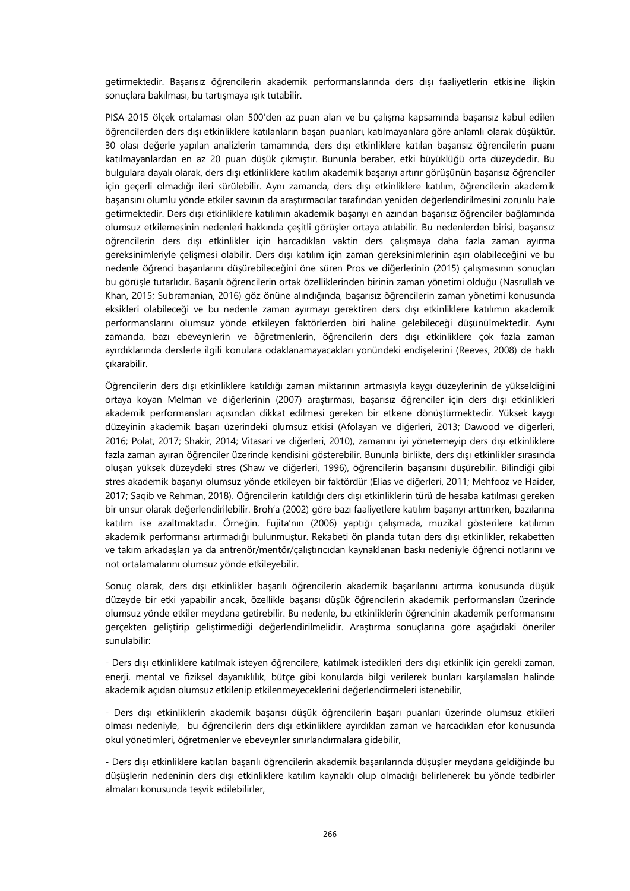getirmektedir. Başarısız öğrencilerin akademik performanslarında ders dışı faaliyetlerin etkisine ilişkin sonuçlara bakılması, bu tartışmaya ışık tutabilir.

PISA-2015 ölçek ortalaması olan 500'den az puan alan ve bu çalışma kapsamında başarısız kabul edilen öğrencilerden ders dışı etkinliklere katılanların başarı puanları, katılmayanlara göre anlamlı olarak düşüktür. 30 olası değerle yapılan analizlerin tamamında, ders dışı etkinliklere katılan başarısız öğrencilerin puanı katılmayanlardan en az 20 puan düşük çıkmıştır. Bununla beraber, etki büyüklüğü orta düzeydedir. Bu bulgulara dayalı olarak, ders dışı etkinliklere katılım akademik başarıyı artırır görüşünün başarısız öğrenciler için geçerli olmadığı ileri sürülebilir. Aynı zamanda, ders dışı etkinliklere katılım, öğrencilerin akademik başarısını olumlu yönde etkiler savının da araştırmacılar tarafından yeniden değerlendirilmesini zorunlu hale getirmektedir. Ders dışı etkinliklere katılımın akademik başarıyı en azından başarısız öğrenciler bağlamında olumsuz etkilemesinin nedenleri hakkında çeşitli görüşler ortaya atılabilir. Bu nedenlerden birisi, başarısız öğrencilerin ders dışı etkinlikler için harcadıkları vaktin ders çalışmaya daha fazla zaman ayırma gereksinimleriyle çelişmesi olabilir. Ders dışı katılım için zaman gereksinimlerinin aşırı olabileceğini ve bu nedenle öğrenci başarılarını düşürebileceğini öne süren Pros ve diğerlerinin (2015) çalışmasının sonuçları bu görüşle tutarlıdır. Başarılı öğrencilerin ortak özelliklerinden birinin zaman yönetimi olduğu (Nasrullah ve Khan, 2015; Subramanian, 2016) göz önüne alındığında, başarısız öğrencilerin zaman yönetimi konusunda eksikleri olabileceği ve bu nedenle zaman ayırmayı gerektiren ders dışı etkinliklere katılımın akademik performanslarını olumsuz yönde etkileyen faktörlerden biri haline gelebileceği düşünülmektedir. Aynı zamanda, bazı ebeveynlerin ve öğretmenlerin, öğrencilerin ders dışı etkinliklere çok fazla zaman ayırdıklarında derslerle ilgili konulara odaklanamayacakları yönündeki endişelerini (Reeves, 2008) de haklı çıkarabilir.

Öğrencilerin ders dışı etkinliklere katıldığı zaman miktarının artmasıyla kaygı düzeylerinin de yükseldiğini ortaya koyan Melman ve diğerlerinin (2007) araştırması, başarısız öğrenciler için ders dışı etkinlikleri akademik performansları açısından dikkat edilmesi gereken bir etkene dönüştürmektedir. Yüksek kaygı düzeyinin akademik başarı üzerindeki olumsuz etkisi (Afolayan ve diğerleri, 2013; Dawood ve diğerleri, 2016; Polat, 2017; Shakir, 2014; Vitasari ve diğerleri, 2010), zamanını iyi yönetemeyip ders dışı etkinliklere fazla zaman ayıran öğrenciler üzerinde kendisini gösterebilir. Bununla birlikte, ders dışı etkinlikler sırasında oluşan yüksek düzeydeki stres (Shaw ve diğerleri, 1996), öğrencilerin başarısını düşürebilir. Bilindiği gibi stres akademik başarıyı olumsuz yönde etkileyen bir faktördür (Elias ve diğerleri, 2011; Mehfooz ve Haider, 2017; Saqib ve Rehman, 2018). Öğrencilerin katıldığı ders dışı etkinliklerin türü de hesaba katılması gereken bir unsur olarak değerlendirilebilir. Broh'a (2002) göre bazı faaliyetlere katılım başarıyı arttırırken, bazılarına katılım ise azaltmaktadır. Örneğin, Fujita'nın (2006) yaptığı çalışmada, müzikal gösterilere katılımın akademik performansı artırmadığı bulunmuştur. Rekabeti ön planda tutan ders dışı etkinlikler, rekabetten ve takım arkadaşları ya da antrenör/mentör/çalıştırıcıdan kaynaklanan baskı nedeniyle öğrenci notlarını ve not ortalamalarını olumsuz yönde etkileyebilir.

Sonuç olarak, ders dışı etkinlikler başarılı öğrencilerin akademik başarılarını artırma konusunda düşük düzeyde bir etki yapabilir ancak, özellikle başarısı düşük öğrencilerin akademik performansları üzerinde olumsuz yönde etkiler meydana getirebilir. Bu nedenle, bu etkinliklerin öğrencinin akademik performansını gerçekten geliştirip geliştirmediği değerlendirilmelidir. Araştırma sonuçlarına göre aşağıdaki öneriler sunulabilir:

- Ders dışı etkinliklere katılmak isteyen öğrencilere, katılmak istedikleri ders dışı etkinlik için gerekli zaman, enerji, mental ve fiziksel dayanıklılık, bütçe gibi konularda bilgi verilerek bunları karşılamaları halinde akademik açıdan olumsuz etkilenip etkilenmeyeceklerini değerlendirmeleri istenebilir,

- Ders dışı etkinliklerin akademik başarısı düşük öğrencilerin başarı puanları üzerinde olumsuz etkileri olması nedeniyle, bu öğrencilerin ders dışı etkinliklere ayırdıkları zaman ve harcadıkları efor konusunda okul yönetimleri, öğretmenler ve ebeveynler sınırlandırmalara gidebilir,

- Ders dışı etkinliklere katılan başarılı öğrencilerin akademik başarılarında düşüşler meydana geldiğinde bu düşüşlerin nedeninin ders dışı etkinliklere katılım kaynaklı olup olmadığı belirlenerek bu yönde tedbirler almaları konusunda teşvik edilebilirler,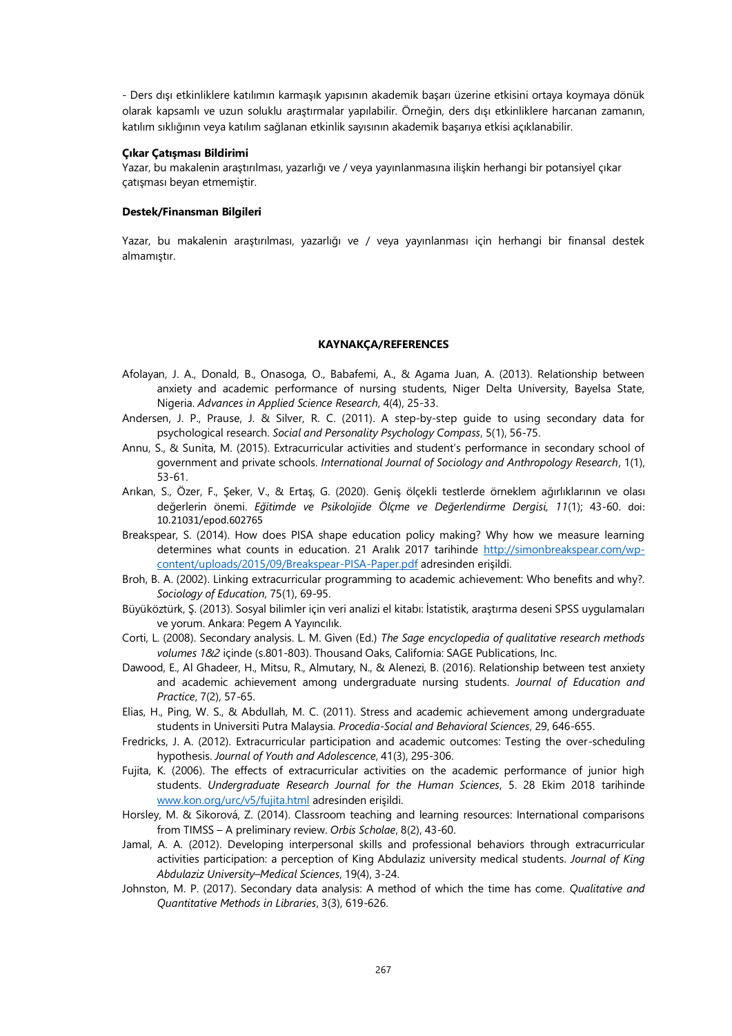- Ders dışı etkinliklere katılımın karmaşık yapısının akademik başarı üzerine etkisini ortaya koymaya dönük olarak kapsamlı ve uzun soluklu araştırmalar yapılabilir. Örneğin, ders dışı etkinliklere harcanan zamanın, katılım sıklığının veya katılım sağlanan etkinlik sayısının akademik başarıya etkisi açıklanabilir.

**Çıkar Çatışması Bildirimi**

Yazar, bu makalenin araştırılması, yazarlığı ve / veya yayınlanmasına ilişkin herhangi bir potansiyel çıkar çatışması beyan etmemiştir.

**Destek/Finansman Bilgileri**

Yazar, bu makalenin araştırılması, yazarlığı ve / veya yayınlanması için herhangi bir finansal destek almamıştır.

**KAYNAKÇA/REFERENCES**

Afolayan, J. A., Donald, B., Onasoga, O., Babafemi, A., & Agama Juan, A. (2013). Relationship between anxiety and academic performance of nursing students, Niger Delta University, Bayelsa State, Nigeria. *Advances in Applied Science Research*, 4(4), 25-33.

Andersen, J. P., Prause, J. & Silver, R. C. (2011). A step-by-step guide to using secondary data for psychological research. *Social and Personality Psychology Compass*, 5(1), 56-75.

Annu, S., & Sunita, M. (2015). Extracurricular activities and student's performance in secondary school of government and private schools. *International Journal of Sociology and Anthropology Research*, 1(1), 53-61.

Arıkan, S., Özer, F., Şeker, V., & Ertaş, G. (2020). Geniş ölçekli testlerde örneklem ağırlıklarının ve olası değerlerin önemi. *Eğitimde ve Psikolojide Ölçme ve Değerlendirme Dergisi, 11*(1); 43-60. doi: 10.21031/epod.602765

Breakspear, S. (2014). How does PISA shape education policy making? Why how we measure learning determines what counts in education. 21 Aralık 2017 tarihinde http://simonbreakspear.com/wp-content/uploads/2015/09/Breakspear-PISA-Paper.pdf adresinden erişildi.

Broh, B. A. (2002). Linking extracurricular programming to academic achievement: Who benefits and why?. *Sociology of Education*, 75(1), 69-95.

Büyüköztürk, Ş. (2013). Sosyal bilimler için veri analizi el kitabı: İstatistik, araştırma deseni SPSS uygulamaları ve yorum. Ankara: Pegem A Yayıncılık.

Corti, L. (2008). Secondary analysis. L. M. Given (Ed.) *The Sage encyclopedia of qualitative research methods volumes 1&2* içinde (s.801-803). Thousand Oaks, California: SAGE Publications, Inc.

Dawood, E., Al Ghadeer, H., Mitsu, R., Almutary, N., & Alenezi, B. (2016). Relationship between test anxiety and academic achievement among undergraduate nursing students. *Journal of Education and Practice*, 7(2), 57-65.

Elias, H., Ping, W. S., & Abdullah, M. C. (2011). Stress and academic achievement among undergraduate students in Universiti Putra Malaysia. *Procedia-Social and Behavioral Sciences*, 29, 646-655.

Fredricks, J. A. (2012). Extracurricular participation and academic outcomes: Testing the over-scheduling hypothesis. *Journal of Youth and Adolescence*, 41(3), 295-306.

Fujita, K. (2006). The effects of extracurricular activities on the academic performance of junior high students. *Undergraduate Research Journal for the Human Sciences*, 5. 28 Ekim 2018 tarihinde www.kon.org/urc/v5/fujita.html adresinden erişildi.

Horsley, M. & Sikorová, Z. (2014). Classroom teaching and learning resources: International comparisons from TIMSS – A preliminary review. *Orbis Scholae*, 8(2), 43-60.

Jamal, A. A. (2012). Developing interpersonal skills and professional behaviors through extracurricular activities participation: a perception of King Abdulaziz university medical students. *Journal of King Abdulaziz University–Medical Sciences*, 19(4), 3-24.

Johnston, M. P. (2017). Secondary data analysis: A method of which the time has come. *Qualitative and Quantitative Methods in Libraries*, 3(3), 619-626.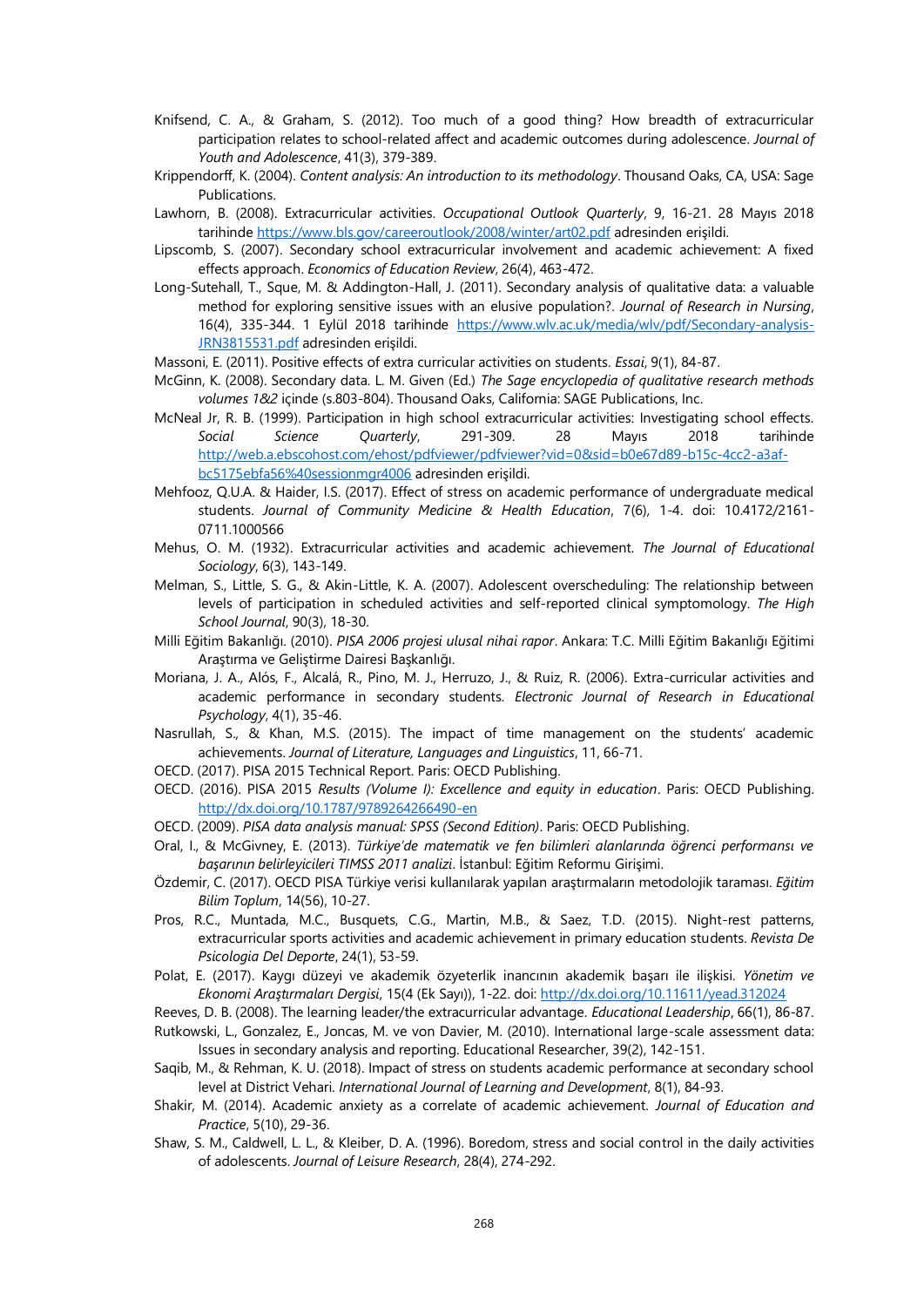Knifsend, C. A., & Graham, S. (2012). Too much of a good thing? How breadth of extracurricular participation relates to school-related affect and academic outcomes during adolescence. *Journal of Youth and Adolescence*, 41(3), 379-389.

Krippendorff, K. (2004). *Content analysis: An introduction to its methodology*. Thousand Oaks, CA, USA: Sage Publications.

Lawhorn, B. (2008). Extracurricular activities. *Occupational Outlook Quarterly*, 9, 16-21. 28 Mayıs 2018 tarihinde https://www.bls.gov/careeroutlook/2008/winter/art02.pdf adresinden erişildi.

Lipscomb, S. (2007). Secondary school extracurricular involvement and academic achievement: A fixed effects approach. *Economics of Education Review*, 26(4), 463-472.

Long-Sutehall, T., Sque, M. & Addington-Hall, J. (2011). Secondary analysis of qualitative data: a valuable method for exploring sensitive issues with an elusive population?. *Journal of Research in Nursing*, 16(4), 335-344. 1 Eylül 2018 tarihinde https://www.wlv.ac.uk/media/wlv/pdf/Secondary-analysis-JRN3815531.pdf adresinden erişildi.

Massoni, E. (2011). Positive effects of extra curricular activities on students. *Essai*, 9(1), 84-87.

McGinn, K. (2008). Secondary data. L. M. Given (Ed.) *The Sage encyclopedia of qualitative research methods volumes 1&2* içinde (s.803-804). Thousand Oaks, California: SAGE Publications, Inc.

McNeal Jr, R. B. (1999). Participation in high school extracurricular activities: Investigating school effects. *Social Science Quarterly*, 291-309. 28 Mayıs 2018 tarihinde http://web.a.ebscohost.com/ehost/pdfviewer/pdfviewer?vid=0&sid=b0e67d89-b15c-4cc2-a3af-bc5175ebfa56%40sessionmgr4006 adresinden erişildi.

Mehfooz, Q.U.A. & Haider, I.S. (2017). Effect of stress on academic performance of undergraduate medical students. *Journal of Community Medicine & Health Education*, 7(6), 1-4. doi: 10.4172/2161-0711.1000566

Mehus, O. M. (1932). Extracurricular activities and academic achievement. *The Journal of Educational Sociology*, 6(3), 143-149.

Melman, S., Little, S. G., & Akin-Little, K. A. (2007). Adolescent overscheduling: The relationship between levels of participation in scheduled activities and self-reported clinical symptomology. *The High School Journal*, 90(3), 18-30.

Milli Eğitim Bakanlığı. (2010). *PISA 2006 projesi ulusal nihai rapor*. Ankara: T.C. Milli Eğitim Bakanlığı Eğitimi Araştırma ve Geliştirme Dairesi Başkanlığı.

Moriana, J. A., Alós, F., Alcalá, R., Pino, M. J., Herruzo, J., & Ruiz, R. (2006). Extra-curricular activities and academic performance in secondary students. *Electronic Journal of Research in Educational Psychology*, 4(1), 35-46.

Nasrullah, S., & Khan, M.S. (2015). The impact of time management on the students' academic achievements. *Journal of Literature, Languages and Linguistics*, 11, 66-71.

OECD. (2017). PISA 2015 Technical Report. Paris: OECD Publishing.

OECD. (2016). PISA 2015 *Results (Volume I): Excellence and equity in education*. Paris: OECD Publishing. http://dx.doi.org/10.1787/9789264266490-en

OECD. (2009). *PISA data analysis manual: SPSS (Second Edition)*. Paris: OECD Publishing.

Oral, I., & McGivney, E. (2013). *Türkiye'de matematik ve fen bilimleri alanlarında öğrenci performansı ve başarının belirleyicileri TIMSS 2011 analizi*. İstanbul: Eğitim Reformu Girişimi.

Özdemir, C. (2017). OECD PISA Türkiye verisi kullanılarak yapılan araştırmaların metodolojik taraması. *Eğitim Bilim Toplum*, 14(56), 10-27.

Pros, R.C., Muntada, M.C., Busquets, C.G., Martin, M.B., & Saez, T.D. (2015). Night-rest patterns, extracurricular sports activities and academic achievement in primary education students. *Revista De Psicologia Del Deporte*, 24(1), 53-59.

Polat, E. (2017). Kaygı düzeyi ve akademik özyeterlik inancının akademik başarı ile ilişkisi. *Yönetim ve Ekonomi Araştırmaları Dergisi*, 15(4 (Ek Sayı)), 1-22. doi: http://dx.doi.org/10.11611/yead.312024

Reeves, D. B. (2008). The learning leader/the extracurricular advantage. *Educational Leadership*, 66(1), 86-87.

Rutkowski, L., Gonzalez, E., Joncas, M. ve von Davier, M. (2010). International large-scale assessment data: Issues in secondary analysis and reporting. Educational Researcher, 39(2), 142-151.

Saqib, M., & Rehman, K. U. (2018). Impact of stress on students academic performance at secondary school level at District Vehari. *International Journal of Learning and Development*, 8(1), 84-93.

Shakir, M. (2014). Academic anxiety as a correlate of academic achievement. *Journal of Education and Practice*, 5(10), 29-36.

Shaw, S. M., Caldwell, L. L., & Kleiber, D. A. (1996). Boredom, stress and social control in the daily activities of adolescents. *Journal of Leisure Research*, 28(4), 274-292.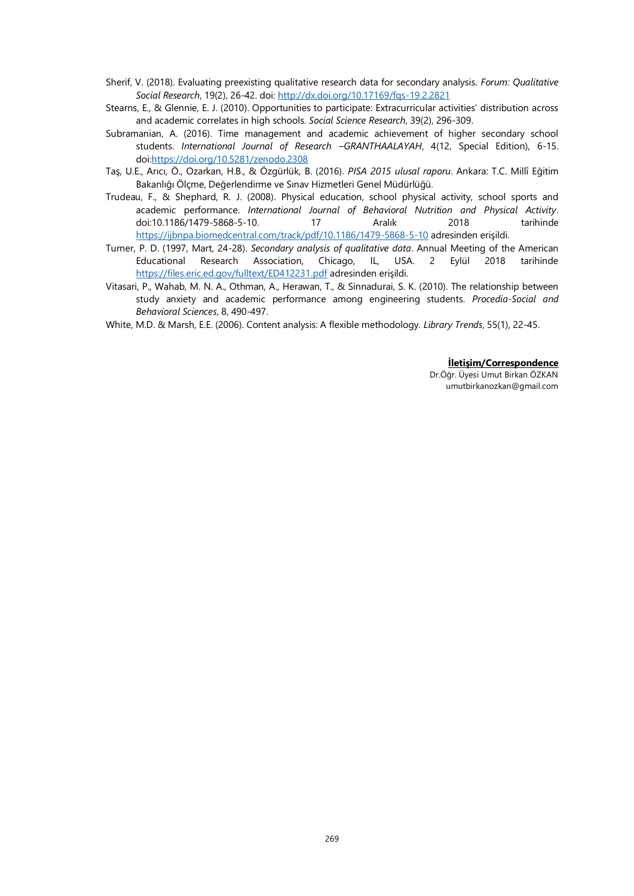Sherif, V. (2018). Evaluating preexisting qualitative research data for secondary analysis. *Forum: Qualitative Social Research*, 19(2), 26-42. doi: http://dx.doi.org/10.17169/fqs-19.2.2821

Stearns, E., & Glennie, E. J. (2010). Opportunities to participate: Extracurricular activities' distribution across and academic correlates in high schools. *Social Science Research*, 39(2), 296-309.

Subramanian, A. (2016). Time management and academic achievement of higher secondary school students. *International Journal of Research –GRANTHAALAYAH*, 4(12, Special Edition), 6-15. doi:https://doi.org/10.5281/zenodo.2308

Taş, U.E., Arıcı, Ö., Ozarkan, H.B., & Özgürlük, B. (2016). *PISA 2015 ulusal raporu*. Ankara: T.C. Millî Eğitim Bakanlığı Ölçme, Değerlendirme ve Sınav Hizmetleri Genel Müdürlüğü.

Trudeau, F., & Shephard, R. J. (2008). Physical education, school physical activity, school sports and academic performance. *International Journal of Behavioral Nutrition and Physical Activity*. doi:10.1186/1479-5868-5-10. 17 Aralık 2018 tarihinde https://ijbnpa.biomedcentral.com/track/pdf/10.1186/1479-5868-5-10 adresinden erişildi.

Turner, P. D. (1997, Mart, 24-28). *Secondary analysis of qualitative data*. Annual Meeting of the American Educational Research Association, Chicago, IL, USA. 2 Eylül 2018 tarihinde https://files.eric.ed.gov/fulltext/ED412231.pdf adresinden erişildi.

Vitasari, P., Wahab, M. N. A., Othman, A., Herawan, T., & Sinnadurai, S. K. (2010). The relationship between study anxiety and academic performance among engineering students. *Procedia-Social and Behavioral Sciences*, 8, 490-497.

White, M.D. & Marsh, E.E. (2006). Content analysis: A flexible methodology. *Library Trends*, 55(1), 22-45.

**İletişim/Correspondence**

Dr.Öğr. Üyesi Umut Birkan ÖZKAN

umutbirkanozkan@gmail.com